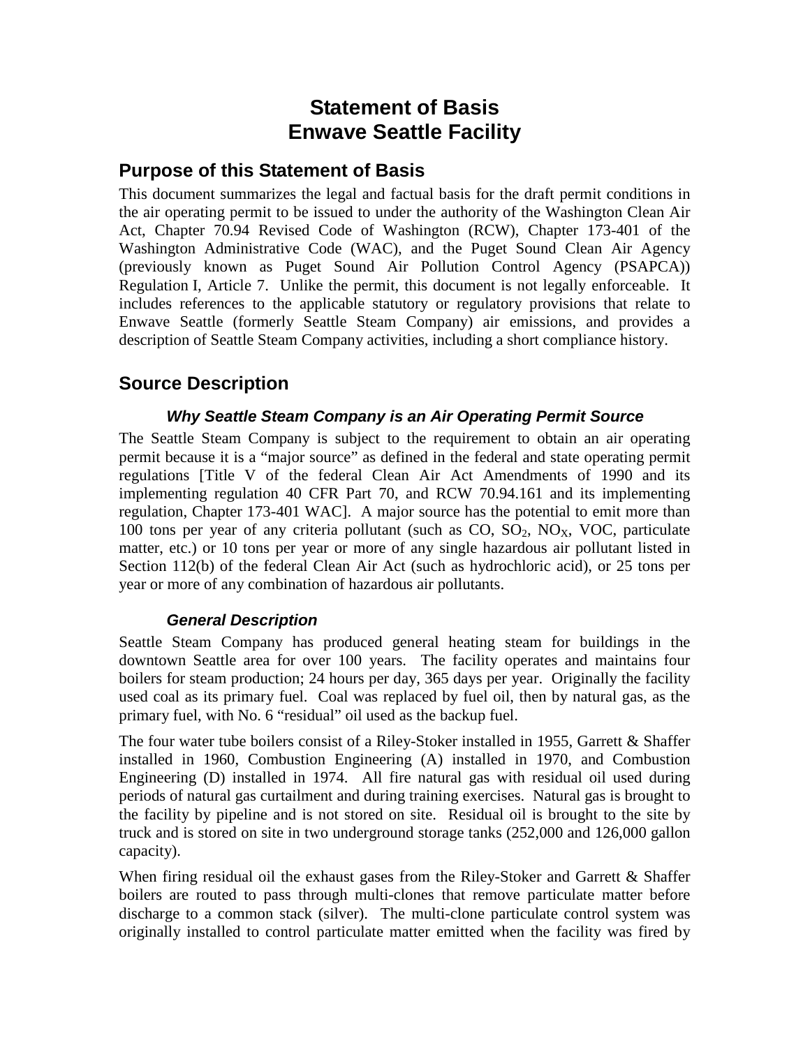# Statement of Basis
# Enwave Seattle Facility

## Purpose of this Statement of Basis

This document summarizes the legal and factual basis for the draft permit conditions in the air operating permit to be issued to under the authority of the Washington Clean Air Act, Chapter 70.94 Revised Code of Washington (RCW), Chapter 173-401 of the Washington Administrative Code (WAC), and the Puget Sound Clean Air Agency (previously known as Puget Sound Air Pollution Control Agency (PSAPCA)) Regulation I, Article 7. Unlike the permit, this document is not legally enforceable. It includes references to the applicable statutory or regulatory provisions that relate to Enwave Seattle (formerly Seattle Steam Company) air emissions, and provides a description of Seattle Steam Company activities, including a short compliance history.

## Source Description

### *Why Seattle Steam Company is an Air Operating Permit Source*

The Seattle Steam Company is subject to the requirement to obtain an air operating permit because it is a "major source" as defined in the federal and state operating permit regulations [Title V of the federal Clean Air Act Amendments of 1990 and its implementing regulation 40 CFR Part 70, and RCW 70.94.161 and its implementing regulation, Chapter 173-401 WAC]. A major source has the potential to emit more than 100 tons per year of any criteria pollutant (such as CO, $SO_2$, $NO_X$, VOC, particulate matter, etc.) or 10 tons per year or more of any single hazardous air pollutant listed in Section 112(b) of the federal Clean Air Act (such as hydrochloric acid), or 25 tons per year or more of any combination of hazardous air pollutants.

### *General Description*

Seattle Steam Company has produced general heating steam for buildings in the downtown Seattle area for over 100 years. The facility operates and maintains four boilers for steam production; 24 hours per day, 365 days per year. Originally the facility used coal as its primary fuel. Coal was replaced by fuel oil, then by natural gas, as the primary fuel, with No. 6 "residual" oil used as the backup fuel.

The four water tube boilers consist of a Riley-Stoker installed in 1955, Garrett & Shaffer installed in 1960, Combustion Engineering (A) installed in 1970, and Combustion Engineering (D) installed in 1974. All fire natural gas with residual oil used during periods of natural gas curtailment and during training exercises. Natural gas is brought to the facility by pipeline and is not stored on site. Residual oil is brought to the site by truck and is stored on site in two underground storage tanks (252,000 and 126,000 gallon capacity).

When firing residual oil the exhaust gases from the Riley-Stoker and Garrett & Shaffer boilers are routed to pass through multi-clones that remove particulate matter before discharge to a common stack (silver). The multi-clone particulate control system was originally installed to control particulate matter emitted when the facility was fired by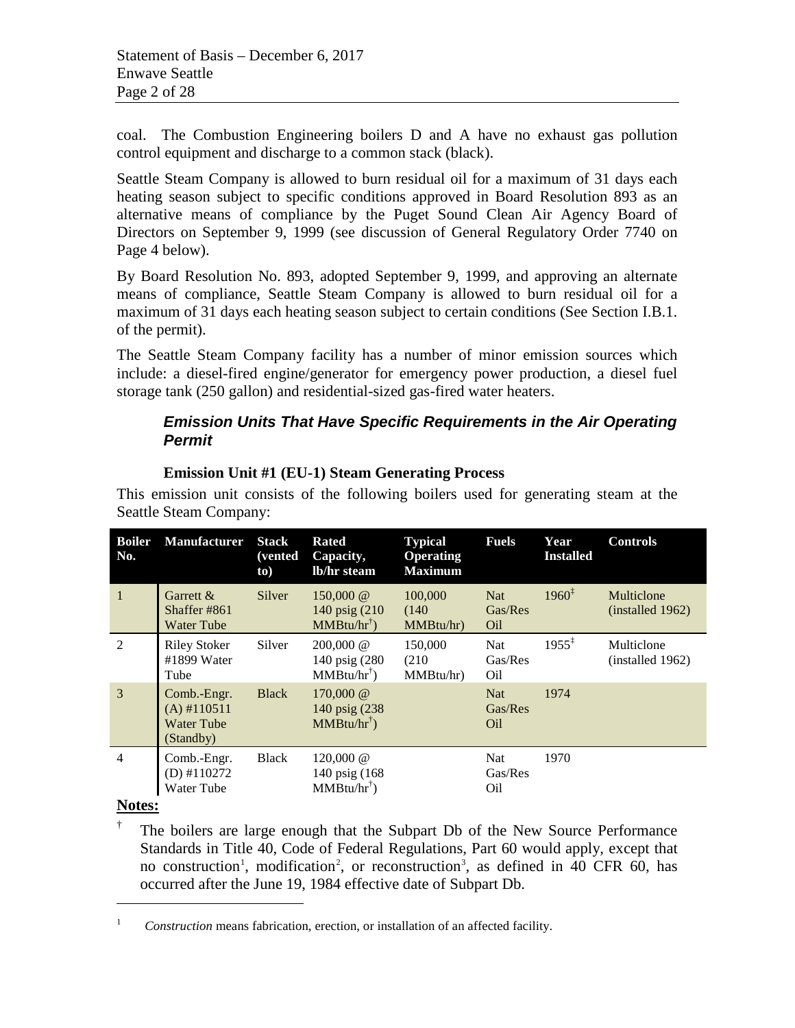coal. The Combustion Engineering boilers D and A have no exhaust gas pollution control equipment and discharge to a common stack (black).

Seattle Steam Company is allowed to burn residual oil for a maximum of 31 days each heating season subject to specific conditions approved in Board Resolution 893 as an alternative means of compliance by the Puget Sound Clean Air Agency Board of Directors on September 9, 1999 (see discussion of General Regulatory Order 7740 on Page 4 below).

By Board Resolution No. 893, adopted September 9, 1999, and approving an alternate means of compliance, Seattle Steam Company is allowed to burn residual oil for a maximum of 31 days each heating season subject to certain conditions (See Section I.B.1. of the permit).

The Seattle Steam Company facility has a number of minor emission sources which include: a diesel-fired engine/generator for emergency power production, a diesel fuel storage tank (250 gallon) and residential-sized gas-fired water heaters.

### *Emission Units That Have Specific Requirements in the Air Operating Permit*

#### Emission Unit #1 (EU-1) Steam Generating Process

This emission unit consists of the following boilers used for generating steam at the Seattle Steam Company:

| Boiler No. | Manufacturer | Stack (vented to) | Rated Capacity, lb/hr steam | Typical Operating Maximum | Fuels | Year Installed | Controls |
|---|---|---|---|---|---|---|---|
| 1 | Garrett & Shaffer #861 Water Tube | Silver | 150,000 @ 140 psig (210 MMBtu/hr†) | 100,000 (140 MMBtu/hr) | Nat Gas/Res Oil | 1960‡ | Multiclone (installed 1962) |
| 2 | Riley Stoker #1899 Water Tube | Silver | 200,000 @ 140 psig (280 MMBtu/hr†) | 150,000 (210 MMBtu/hr) | Nat Gas/Res Oil | 1955‡ | Multiclone (installed 1962) |
| 3 | Comb.-Engr. (A) #110511 Water Tube (Standby) | Black | 170,000 @ 140 psig (238 MMBtu/hr†) | | Nat Gas/Res Oil | 1974 | |
| 4 | Comb.-Engr. (D) #110272 Water Tube | Black | 120,000 @ 140 psig (168 MMBtu/hr†) | | Nat Gas/Res Oil | 1970 | |

**Notes:**

† The boilers are large enough that the Subpart Db of the New Source Performance Standards in Title 40, Code of Federal Regulations, Part 60 would apply, except that no construction[1], modification[2], or reconstruction[3], as defined in 40 CFR 60, has occurred after the June 19, 1984 effective date of Subpart Db.

---

[1] *Construction* means fabrication, erection, or installation of an affected facility.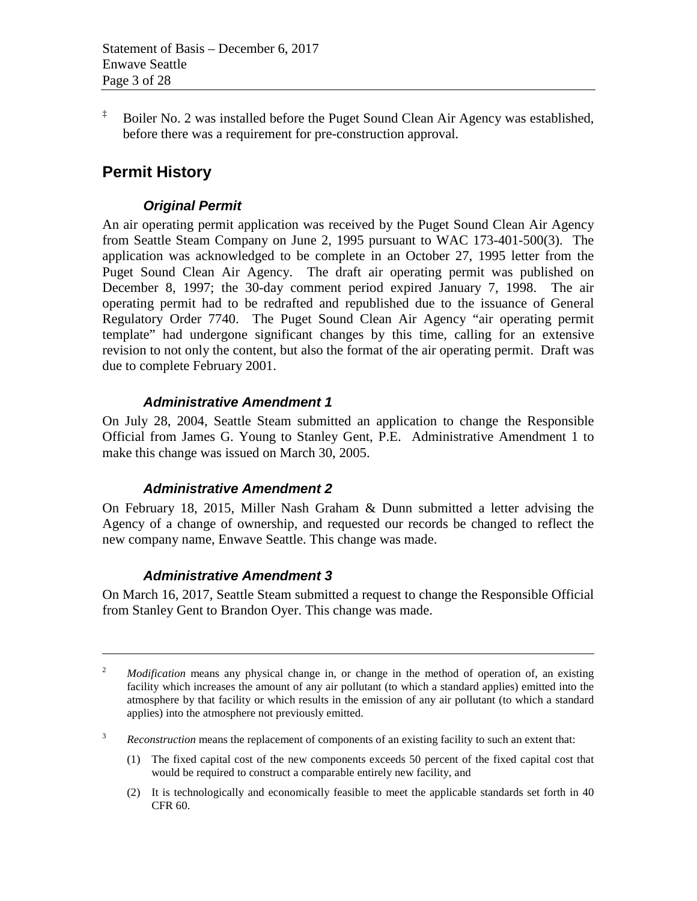‡ Boiler No. 2 was installed before the Puget Sound Clean Air Agency was established, before there was a requirement for pre-construction approval.

## Permit History

### *Original Permit*

An air operating permit application was received by the Puget Sound Clean Air Agency from Seattle Steam Company on June 2, 1995 pursuant to WAC 173-401-500(3). The application was acknowledged to be complete in an October 27, 1995 letter from the Puget Sound Clean Air Agency. The draft air operating permit was published on December 8, 1997; the 30-day comment period expired January 7, 1998. The air operating permit had to be redrafted and republished due to the issuance of General Regulatory Order 7740. The Puget Sound Clean Air Agency "air operating permit template" had undergone significant changes by this time, calling for an extensive revision to not only the content, but also the format of the air operating permit. Draft was due to complete February 2001.

### *Administrative Amendment 1*

On July 28, 2004, Seattle Steam submitted an application to change the Responsible Official from James G. Young to Stanley Gent, P.E. Administrative Amendment 1 to make this change was issued on March 30, 2005.

### *Administrative Amendment 2*

On February 18, 2015, Miller Nash Graham & Dunn submitted a letter advising the Agency of a change of ownership, and requested our records be changed to reflect the new company name, Enwave Seattle. This change was made.

### *Administrative Amendment 3*

On March 16, 2017, Seattle Steam submitted a request to change the Responsible Official from Stanley Gent to Brandon Oyer. This change was made.

---

[2] *Modification* means any physical change in, or change in the method of operation of, an existing facility which increases the amount of any air pollutant (to which a standard applies) emitted into the atmosphere by that facility or which results in the emission of any air pollutant (to which a standard applies) into the atmosphere not previously emitted.

[3] *Reconstruction* means the replacement of components of an existing facility to such an extent that:

(1) The fixed capital cost of the new components exceeds 50 percent of the fixed capital cost that would be required to construct a comparable entirely new facility, and

(2) It is technologically and economically feasible to meet the applicable standards set forth in 40 CFR 60.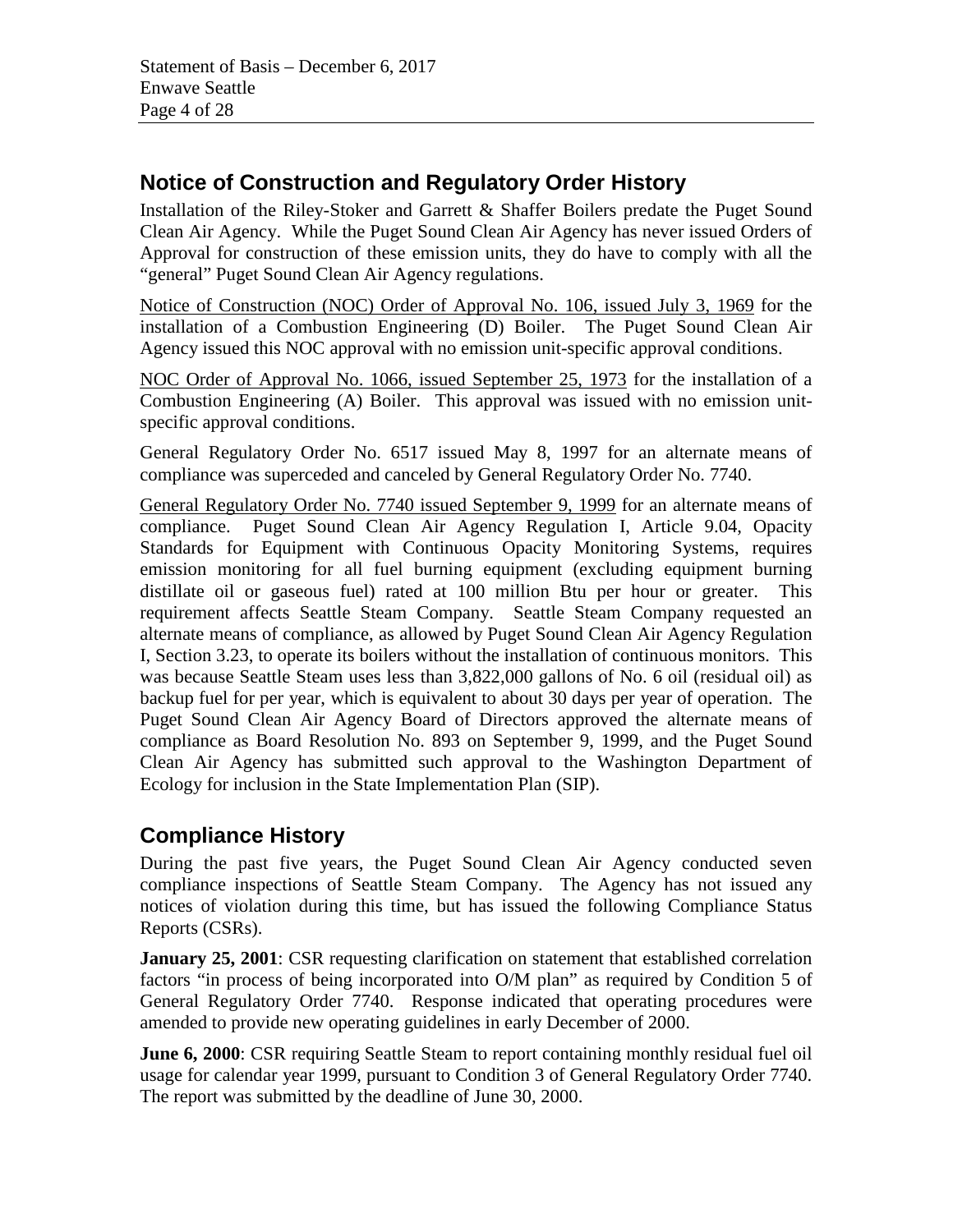## Notice of Construction and Regulatory Order History

Installation of the Riley-Stoker and Garrett & Shaffer Boilers predate the Puget Sound Clean Air Agency. While the Puget Sound Clean Air Agency has never issued Orders of Approval for construction of these emission units, they do have to comply with all the "general" Puget Sound Clean Air Agency regulations.

Notice of Construction (NOC) Order of Approval No. 106, issued July 3, 1969 for the installation of a Combustion Engineering (D) Boiler. The Puget Sound Clean Air Agency issued this NOC approval with no emission unit-specific approval conditions.

NOC Order of Approval No. 1066, issued September 25, 1973 for the installation of a Combustion Engineering (A) Boiler. This approval was issued with no emission unit-specific approval conditions.

General Regulatory Order No. 6517 issued May 8, 1997 for an alternate means of compliance was superceded and canceled by General Regulatory Order No. 7740.

General Regulatory Order No. 7740 issued September 9, 1999 for an alternate means of compliance. Puget Sound Clean Air Agency Regulation I, Article 9.04, Opacity Standards for Equipment with Continuous Opacity Monitoring Systems, requires emission monitoring for all fuel burning equipment (excluding equipment burning distillate oil or gaseous fuel) rated at 100 million Btu per hour or greater. This requirement affects Seattle Steam Company. Seattle Steam Company requested an alternate means of compliance, as allowed by Puget Sound Clean Air Agency Regulation I, Section 3.23, to operate its boilers without the installation of continuous monitors. This was because Seattle Steam uses less than 3,822,000 gallons of No. 6 oil (residual oil) as backup fuel for per year, which is equivalent to about 30 days per year of operation. The Puget Sound Clean Air Agency Board of Directors approved the alternate means of compliance as Board Resolution No. 893 on September 9, 1999, and the Puget Sound Clean Air Agency has submitted such approval to the Washington Department of Ecology for inclusion in the State Implementation Plan (SIP).

## Compliance History

During the past five years, the Puget Sound Clean Air Agency conducted seven compliance inspections of Seattle Steam Company. The Agency has not issued any notices of violation during this time, but has issued the following Compliance Status Reports (CSRs).

**January 25, 2001**: CSR requesting clarification on statement that established correlation factors "in process of being incorporated into O/M plan" as required by Condition 5 of General Regulatory Order 7740. Response indicated that operating procedures were amended to provide new operating guidelines in early December of 2000.

**June 6, 2000**: CSR requiring Seattle Steam to report containing monthly residual fuel oil usage for calendar year 1999, pursuant to Condition 3 of General Regulatory Order 7740. The report was submitted by the deadline of June 30, 2000.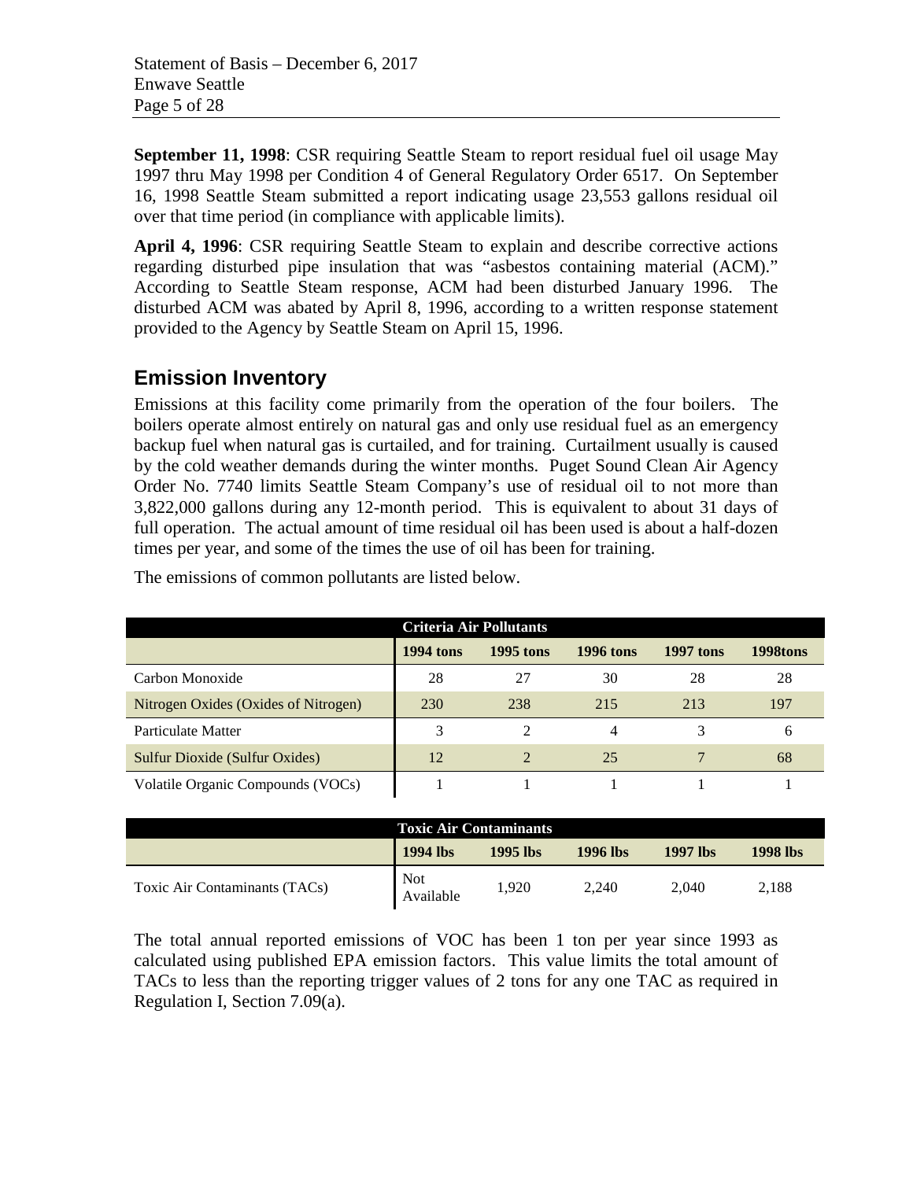**September 11, 1998**: CSR requiring Seattle Steam to report residual fuel oil usage May 1997 thru May 1998 per Condition 4 of General Regulatory Order 6517. On September 16, 1998 Seattle Steam submitted a report indicating usage 23,553 gallons residual oil over that time period (in compliance with applicable limits).

**April 4, 1996**: CSR requiring Seattle Steam to explain and describe corrective actions regarding disturbed pipe insulation that was "asbestos containing material (ACM)." According to Seattle Steam response, ACM had been disturbed January 1996. The disturbed ACM was abated by April 8, 1996, according to a written response statement provided to the Agency by Seattle Steam on April 15, 1996.

## Emission Inventory

Emissions at this facility come primarily from the operation of the four boilers. The boilers operate almost entirely on natural gas and only use residual fuel as an emergency backup fuel when natural gas is curtailed, and for training. Curtailment usually is caused by the cold weather demands during the winter months. Puget Sound Clean Air Agency Order No. 7740 limits Seattle Steam Company's use of residual oil to not more than 3,822,000 gallons during any 12-month period. This is equivalent to about 31 days of full operation. The actual amount of time residual oil has been used is about a half-dozen times per year, and some of the times the use of oil has been for training.

The emissions of common pollutants are listed below.

| Criteria Air Pollutants | | | | | |
|---|---|---|---|---|---|
| | **1994 tons** | **1995 tons** | **1996 tons** | **1997 tons** | **1998tons** |
| Carbon Monoxide | 28 | 27 | 30 | 28 | 28 |
| Nitrogen Oxides (Oxides of Nitrogen) | 230 | 238 | 215 | 213 | 197 |
| Particulate Matter | 3 | 2 | 4 | 3 | 6 |
| Sulfur Dioxide (Sulfur Oxides) | 12 | 2 | 25 | 7 | 68 |
| Volatile Organic Compounds (VOCs) | 1 | 1 | 1 | 1 | 1 |

| Toxic Air Contaminants | | | | | |
|---|---|---|---|---|---|
| | **1994 lbs** | **1995 lbs** | **1996 lbs** | **1997 lbs** | **1998 lbs** |
| Toxic Air Contaminants (TACs) | Not Available | 1,920 | 2,240 | 2,040 | 2,188 |

The total annual reported emissions of VOC has been 1 ton per year since 1993 as calculated using published EPA emission factors. This value limits the total amount of TACs to less than the reporting trigger values of 2 tons for any one TAC as required in Regulation I, Section 7.09(a).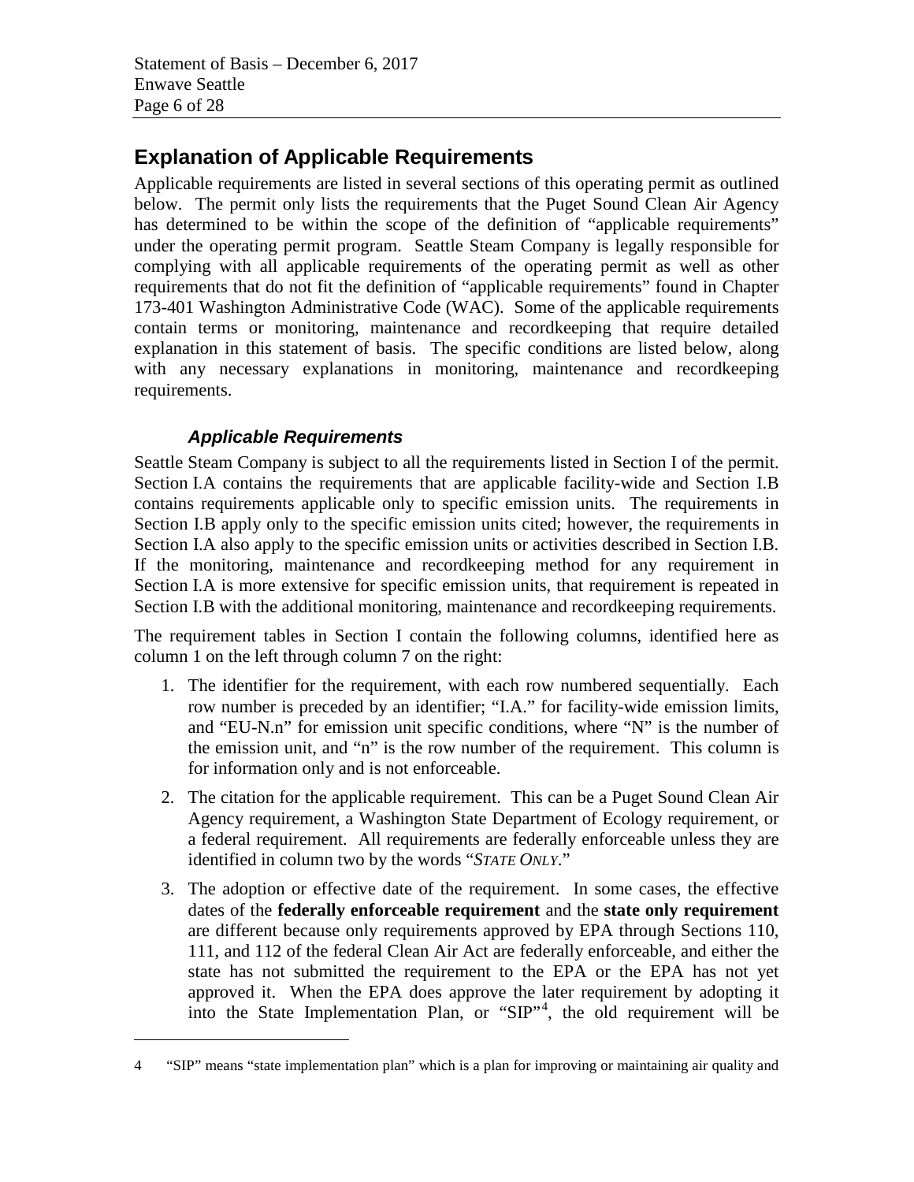## Explanation of Applicable Requirements

Applicable requirements are listed in several sections of this operating permit as outlined below. The permit only lists the requirements that the Puget Sound Clean Air Agency has determined to be within the scope of the definition of "applicable requirements" under the operating permit program. Seattle Steam Company is legally responsible for complying with all applicable requirements of the operating permit as well as other requirements that do not fit the definition of "applicable requirements" found in Chapter 173-401 Washington Administrative Code (WAC). Some of the applicable requirements contain terms or monitoring, maintenance and recordkeeping that require detailed explanation in this statement of basis. The specific conditions are listed below, along with any necessary explanations in monitoring, maintenance and recordkeeping requirements.

### *Applicable Requirements*

Seattle Steam Company is subject to all the requirements listed in Section I of the permit. Section I.A contains the requirements that are applicable facility-wide and Section I.B contains requirements applicable only to specific emission units. The requirements in Section I.B apply only to the specific emission units cited; however, the requirements in Section I.A also apply to the specific emission units or activities described in Section I.B. If the monitoring, maintenance and recordkeeping method for any requirement in Section I.A is more extensive for specific emission units, that requirement is repeated in Section I.B with the additional monitoring, maintenance and recordkeeping requirements.

The requirement tables in Section I contain the following columns, identified here as column 1 on the left through column 7 on the right:

1. The identifier for the requirement, with each row numbered sequentially. Each row number is preceded by an identifier; "I.A." for facility-wide emission limits, and "EU-N.n" for emission unit specific conditions, where "N" is the number of the emission unit, and "n" is the row number of the requirement. This column is for information only and is not enforceable.
2. The citation for the applicable requirement. This can be a Puget Sound Clean Air Agency requirement, a Washington State Department of Ecology requirement, or a federal requirement. All requirements are federally enforceable unless they are identified in column two by the words "*STATE ONLY*."
3. The adoption or effective date of the requirement. In some cases, the effective dates of the **federally enforceable requirement** and the **state only requirement** are different because only requirements approved by EPA through Sections 110, 111, and 112 of the federal Clean Air Act are federally enforceable, and either the state has not submitted the requirement to the EPA or the EPA has not yet approved it. When the EPA does approve the later requirement by adopting it into the State Implementation Plan, or "SIP"[4], the old requirement will be

4 "SIP" means "state implementation plan" which is a plan for improving or maintaining air quality and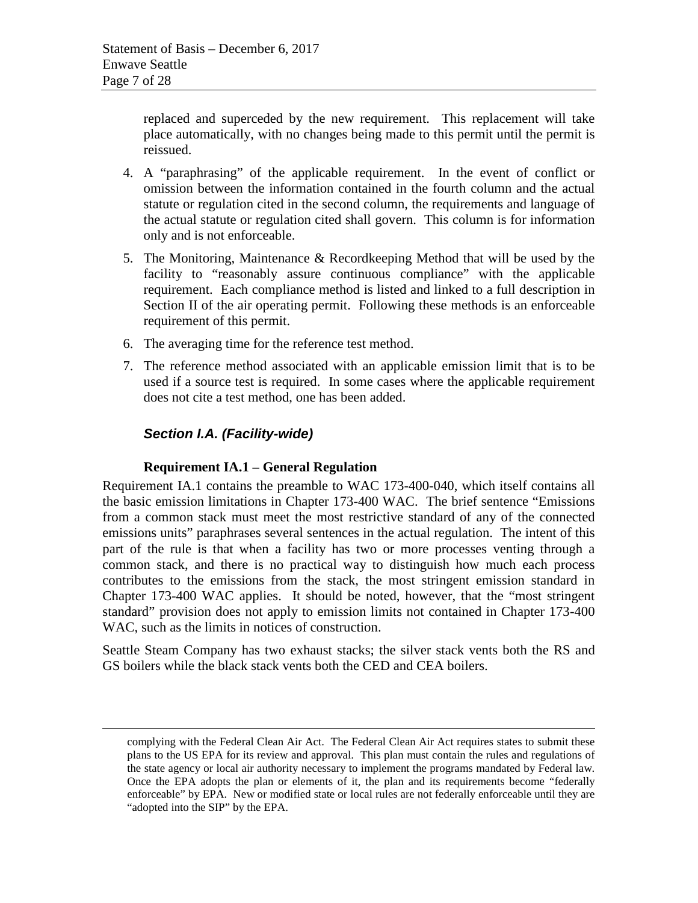replaced and superceded by the new requirement. This replacement will take place automatically, with no changes being made to this permit until the permit is reissued.

4. A "paraphrasing" of the applicable requirement. In the event of conflict or omission between the information contained in the fourth column and the actual statute or regulation cited in the second column, the requirements and language of the actual statute or regulation cited shall govern. This column is for information only and is not enforceable.
5. The Monitoring, Maintenance & Recordkeeping Method that will be used by the facility to "reasonably assure continuous compliance" with the applicable requirement. Each compliance method is listed and linked to a full description in Section II of the air operating permit. Following these methods is an enforceable requirement of this permit.
6. The averaging time for the reference test method.
7. The reference method associated with an applicable emission limit that is to be used if a source test is required. In some cases where the applicable requirement does not cite a test method, one has been added.

### *Section I.A. (Facility-wide)*

#### Requirement IA.1 – General Regulation

Requirement IA.1 contains the preamble to WAC 173-400-040, which itself contains all the basic emission limitations in Chapter 173-400 WAC. The brief sentence "Emissions from a common stack must meet the most restrictive standard of any of the connected emissions units" paraphrases several sentences in the actual regulation. The intent of this part of the rule is that when a facility has two or more processes venting through a common stack, and there is no practical way to distinguish how much each process contributes to the emissions from the stack, the most stringent emission standard in Chapter 173-400 WAC applies. It should be noted, however, that the "most stringent standard" provision does not apply to emission limits not contained in Chapter 173-400 WAC, such as the limits in notices of construction.

Seattle Steam Company has two exhaust stacks; the silver stack vents both the RS and GS boilers while the black stack vents both the CED and CEA boilers.

---

complying with the Federal Clean Air Act. The Federal Clean Air Act requires states to submit these plans to the US EPA for its review and approval. This plan must contain the rules and regulations of the state agency or local air authority necessary to implement the programs mandated by Federal law. Once the EPA adopts the plan or elements of it, the plan and its requirements become "federally enforceable" by EPA. New or modified state or local rules are not federally enforceable until they are "adopted into the SIP" by the EPA.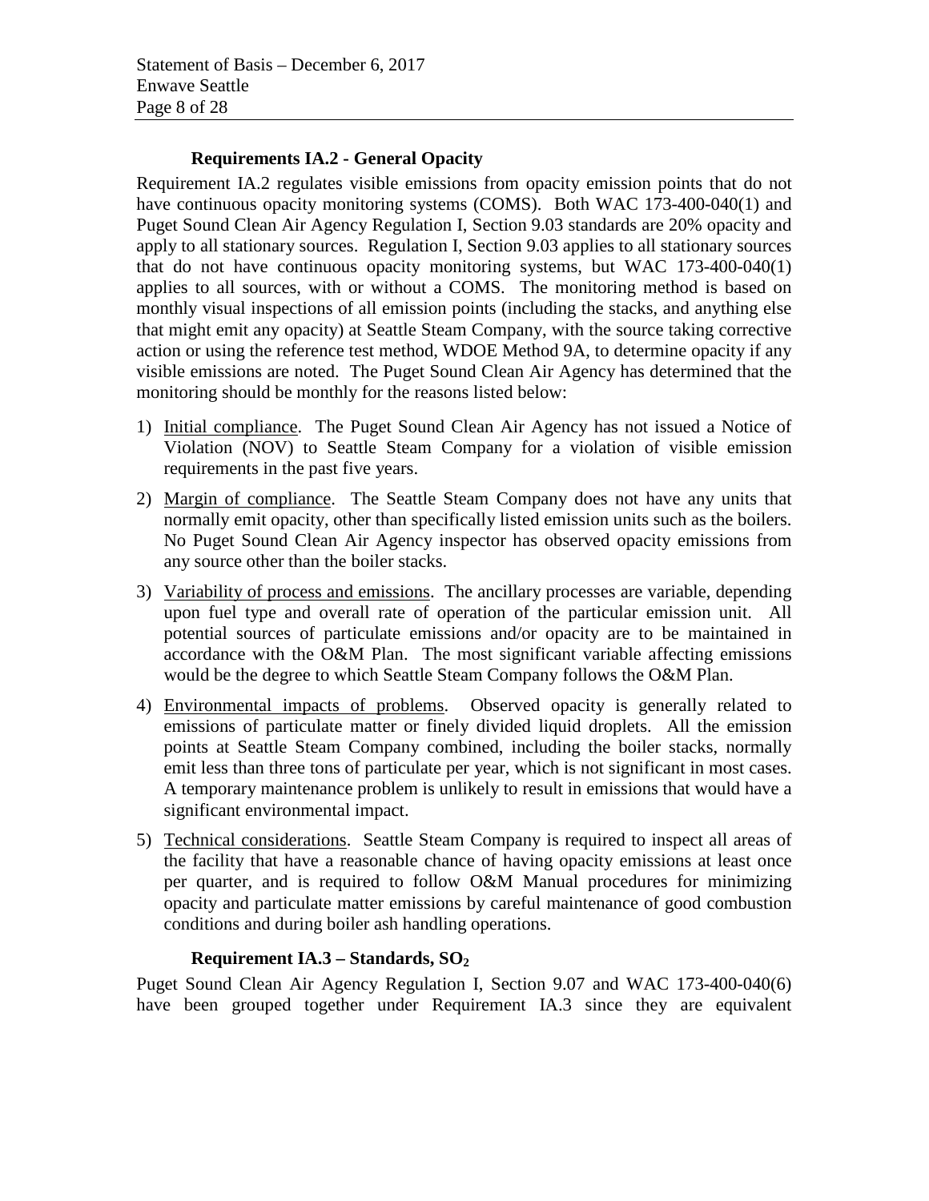### Requirements IA.2 - General Opacity

Requirement IA.2 regulates visible emissions from opacity emission points that do not have continuous opacity monitoring systems (COMS). Both WAC 173-400-040(1) and Puget Sound Clean Air Agency Regulation I, Section 9.03 standards are 20% opacity and apply to all stationary sources. Regulation I, Section 9.03 applies to all stationary sources that do not have continuous opacity monitoring systems, but WAC 173-400-040(1) applies to all sources, with or without a COMS. The monitoring method is based on monthly visual inspections of all emission points (including the stacks, and anything else that might emit any opacity) at Seattle Steam Company, with the source taking corrective action or using the reference test method, WDOE Method 9A, to determine opacity if any visible emissions are noted. The Puget Sound Clean Air Agency has determined that the monitoring should be monthly for the reasons listed below:

1) Initial compliance. The Puget Sound Clean Air Agency has not issued a Notice of Violation (NOV) to Seattle Steam Company for a violation of visible emission requirements in the past five years.
2) Margin of compliance. The Seattle Steam Company does not have any units that normally emit opacity, other than specifically listed emission units such as the boilers. No Puget Sound Clean Air Agency inspector has observed opacity emissions from any source other than the boiler stacks.
3) Variability of process and emissions. The ancillary processes are variable, depending upon fuel type and overall rate of operation of the particular emission unit. All potential sources of particulate emissions and/or opacity are to be maintained in accordance with the O&M Plan. The most significant variable affecting emissions would be the degree to which Seattle Steam Company follows the O&M Plan.
4) Environmental impacts of problems. Observed opacity is generally related to emissions of particulate matter or finely divided liquid droplets. All the emission points at Seattle Steam Company combined, including the boiler stacks, normally emit less than three tons of particulate per year, which is not significant in most cases. A temporary maintenance problem is unlikely to result in emissions that would have a significant environmental impact.
5) Technical considerations. Seattle Steam Company is required to inspect all areas of the facility that have a reasonable chance of having opacity emissions at least once per quarter, and is required to follow O&M Manual procedures for minimizing opacity and particulate matter emissions by careful maintenance of good combustion conditions and during boiler ash handling operations.

### Requirement IA.3 – Standards, $SO_2$

Puget Sound Clean Air Agency Regulation I, Section 9.07 and WAC 173-400-040(6) have been grouped together under Requirement IA.3 since they are equivalent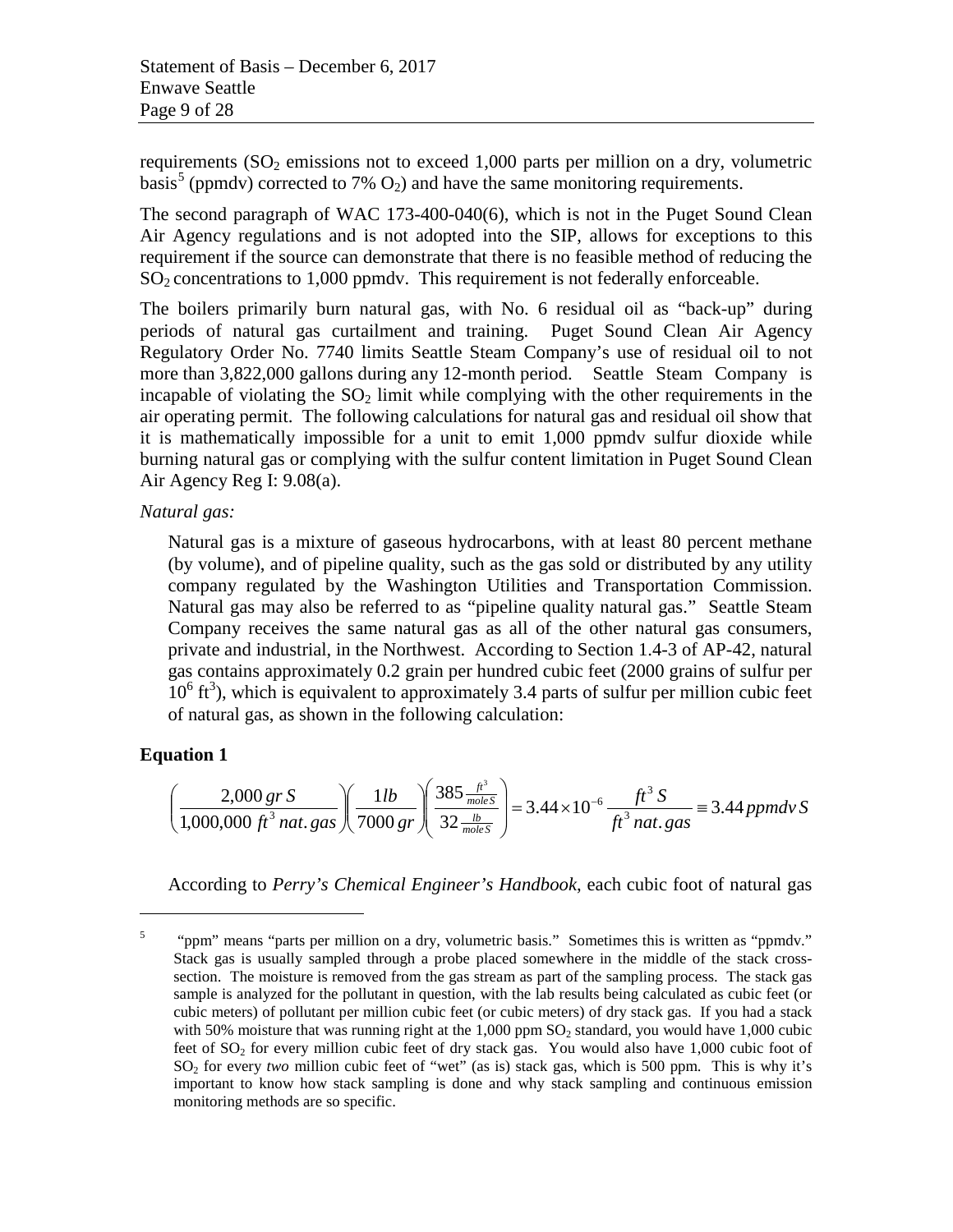requirements ($SO_2$ emissions not to exceed 1,000 parts per million on a dry, volumetric basis[5] (ppmdv) corrected to 7% $O_2$) and have the same monitoring requirements.

The second paragraph of WAC 173-400-040(6), which is not in the Puget Sound Clean Air Agency regulations and is not adopted into the SIP, allows for exceptions to this requirement if the source can demonstrate that there is no feasible method of reducing the $SO_2$ concentrations to 1,000 ppmdv. This requirement is not federally enforceable.

The boilers primarily burn natural gas, with No. 6 residual oil as "back-up" during periods of natural gas curtailment and training. Puget Sound Clean Air Agency Regulatory Order No. 7740 limits Seattle Steam Company's use of residual oil to not more than 3,822,000 gallons during any 12-month period. Seattle Steam Company is incapable of violating the $SO_2$ limit while complying with the other requirements in the air operating permit. The following calculations for natural gas and residual oil show that it is mathematically impossible for a unit to emit 1,000 ppmdv sulfur dioxide while burning natural gas or complying with the sulfur content limitation in Puget Sound Clean Air Agency Reg I: 9.08(a).

*Natural gas:*

Natural gas is a mixture of gaseous hydrocarbons, with at least 80 percent methane (by volume), and of pipeline quality, such as the gas sold or distributed by any utility company regulated by the Washington Utilities and Transportation Commission. Natural gas may also be referred to as "pipeline quality natural gas." Seattle Steam Company receives the same natural gas as all of the other natural gas consumers, private and industrial, in the Northwest. According to Section 1.4-3 of AP-42, natural gas contains approximately 0.2 grain per hundred cubic feet (2000 grains of sulfur per $10^6$ $ft^3$), which is equivalent to approximately 3.4 parts of sulfur per million cubic feet of natural gas, as shown in the following calculation:

**Equation 1**

$$\left(\frac{2{,}000\, gr\, S}{1{,}000{,}000\ ft^3\, nat.gas}\right)\left(\frac{1 lb}{7000\, gr}\right)\left(\frac{385\frac{ft^3}{mole S}}{32\frac{lb}{mole S}}\right) = 3.44 \times 10^{-6}\, \frac{ft^3\, S}{ft^3\, nat.gas} \equiv 3.44\, ppmdv\, S$$

According to *Perry's Chemical Engineer's Handbook*, each cubic foot of natural gas

[5] "ppm" means "parts per million on a dry, volumetric basis." Sometimes this is written as "ppmdv." Stack gas is usually sampled through a probe placed somewhere in the middle of the stack cross-section. The moisture is removed from the gas stream as part of the sampling process. The stack gas sample is analyzed for the pollutant in question, with the lab results being calculated as cubic feet (or cubic meters) of pollutant per million cubic feet (or cubic meters) of dry stack gas. If you had a stack with 50% moisture that was running right at the 1,000 ppm $SO_2$ standard, you would have 1,000 cubic feet of $SO_2$ for every million cubic feet of dry stack gas. You would also have 1,000 cubic foot of $SO_2$ for every *two* million cubic feet of "wet" (as is) stack gas, which is 500 ppm. This is why it's important to know how stack sampling is done and why stack sampling and continuous emission monitoring methods are so specific.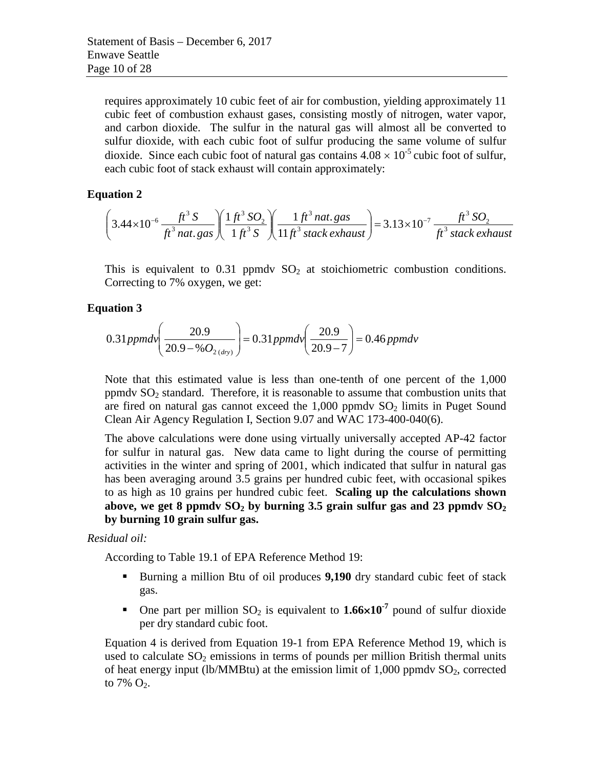requires approximately 10 cubic feet of air for combustion, yielding approximately 11 cubic feet of combustion exhaust gases, consisting mostly of nitrogen, water vapor, and carbon dioxide. The sulfur in the natural gas will almost all be converted to sulfur dioxide, with each cubic foot of sulfur producing the same volume of sulfur dioxide. Since each cubic foot of natural gas contains $4.08 \times 10^{-5}$ cubic foot of sulfur, each cubic foot of stack exhaust will contain approximately:

**Equation 2**

$$\left(3.44\times10^{-6}\,\frac{ft^3\,S}{ft^3\,nat.gas}\right)\left(\frac{1\,ft^3\,SO_2}{1\,ft^3\,S}\right)\left(\frac{1\,ft^3\,nat.gas}{11\,ft^3\,stack\,exhaust}\right)=3.13\times10^{-7}\,\frac{ft^3\,SO_2}{ft^3\,stack\,exhaust}$$

This is equivalent to 0.31 ppmdv $SO_2$ at stoichiometric combustion conditions. Correcting to 7% oxygen, we get:

**Equation 3**

$$0.31\,ppmdv\left(\frac{20.9}{20.9-\%O_{2\,(dry)}}\right)=0.31\,ppmdv\left(\frac{20.9}{20.9-7}\right)=0.46\,ppmdv$$

Note that this estimated value is less than one-tenth of one percent of the 1,000 ppmdv $SO_2$ standard. Therefore, it is reasonable to assume that combustion units that are fired on natural gas cannot exceed the 1,000 ppmdv $SO_2$ limits in Puget Sound Clean Air Agency Regulation I, Section 9.07 and WAC 173-400-040(6).

The above calculations were done using virtually universally accepted AP-42 factor for sulfur in natural gas. New data came to light during the course of permitting activities in the winter and spring of 2001, which indicated that sulfur in natural gas has been averaging around 3.5 grains per hundred cubic feet, with occasional spikes to as high as 10 grains per hundred cubic feet. **Scaling up the calculations shown above, we get 8 ppmdv $SO_2$ by burning 3.5 grain sulfur gas and 23 ppmdv $SO_2$ by burning 10 grain sulfur gas.**

*Residual oil:*

According to Table 19.1 of EPA Reference Method 19:

- Burning a million Btu of oil produces **9,190** dry standard cubic feet of stack gas.
- One part per million $SO_2$ is equivalent to $\mathbf{1.66\times10^{-7}}$ pound of sulfur dioxide per dry standard cubic foot.

Equation 4 is derived from Equation 19-1 from EPA Reference Method 19, which is used to calculate $SO_2$ emissions in terms of pounds per million British thermal units of heat energy input (lb/MMBtu) at the emission limit of 1,000 ppmdv $SO_2$, corrected to 7% $O_2$.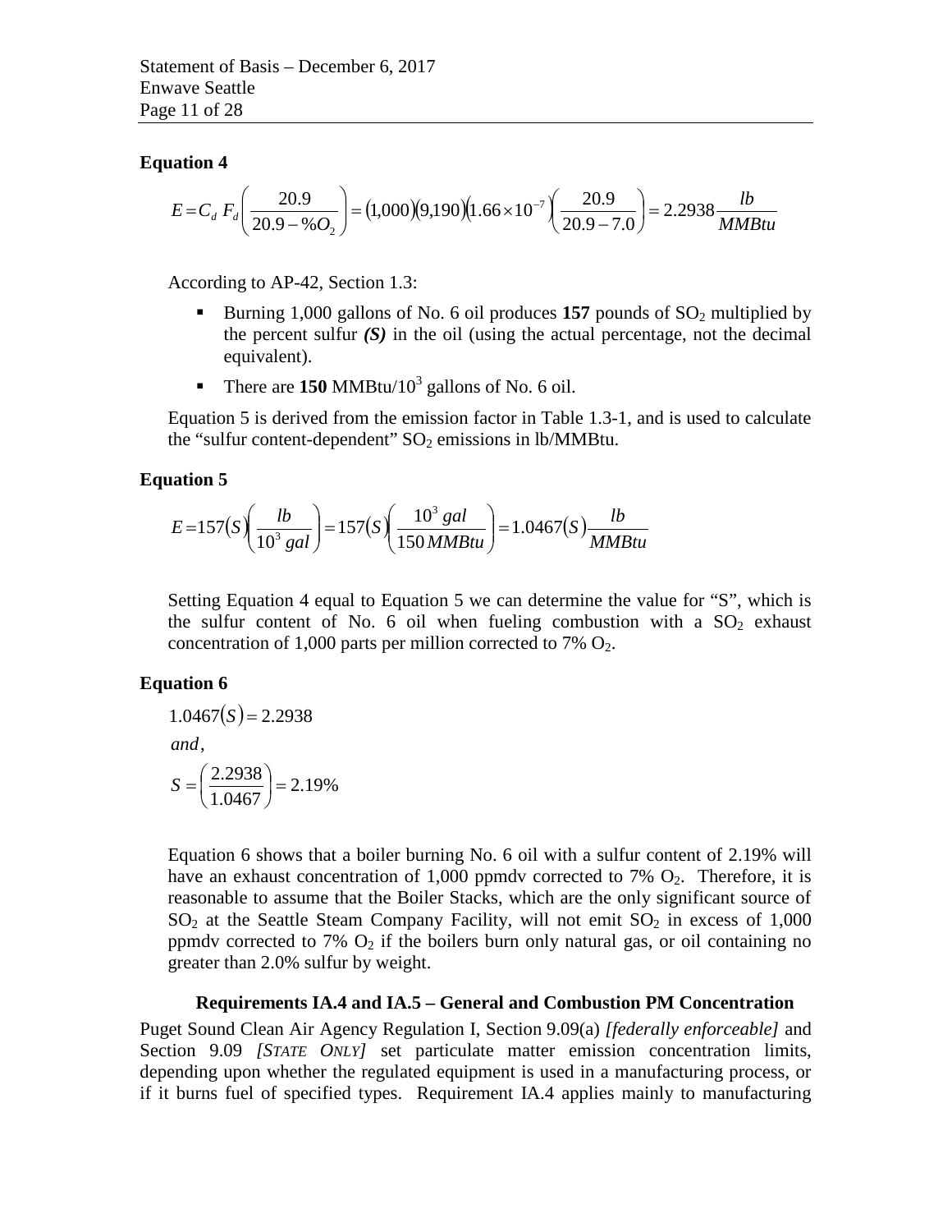**Equation 4**

$$E = C_d \, F_d \left( \frac{20.9}{20.9 - \%O_2} \right) = (1{,}000)(9{,}190)(1.66 \times 10^{-7}) \left( \frac{20.9}{20.9 - 7.0} \right) = 2.2938 \frac{lb}{MMBtu}$$

According to AP-42, Section 1.3:

- Burning 1,000 gallons of No. 6 oil produces **157** pounds of $SO_2$ multiplied by the percent sulfur ***(S)*** in the oil (using the actual percentage, not the decimal equivalent).
- There are **150** MMBtu/$10^3$ gallons of No. 6 oil.

Equation 5 is derived from the emission factor in Table 1.3-1, and is used to calculate the "sulfur content-dependent" $SO_2$ emissions in lb/MMBtu.

**Equation 5**

$$E = 157(S)\left( \frac{lb}{10^3 \, gal} \right) = 157(S)\left( \frac{10^3 \, gal}{150 \, MMBtu} \right) = 1.0467(S)\frac{lb}{MMBtu}$$

Setting Equation 4 equal to Equation 5 we can determine the value for "S", which is the sulfur content of No. 6 oil when fueling combustion with a $SO_2$ exhaust concentration of 1,000 parts per million corrected to 7% $O_2$.

**Equation 6**

$$1.0467(S) = 2.2938$$

$$and,$$

$$S = \left( \frac{2.2938}{1.0467} \right) = 2.19\%$$

Equation 6 shows that a boiler burning No. 6 oil with a sulfur content of 2.19% will have an exhaust concentration of 1,000 ppmdv corrected to 7% $O_2$. Therefore, it is reasonable to assume that the Boiler Stacks, which are the only significant source of $SO_2$ at the Seattle Steam Company Facility, will not emit $SO_2$ in excess of 1,000 ppmdv corrected to 7% $O_2$ if the boilers burn only natural gas, or oil containing no greater than 2.0% sulfur by weight.

**Requirements IA.4 and IA.5 – General and Combustion PM Concentration**

Puget Sound Clean Air Agency Regulation I, Section 9.09(a) *[federally enforceable]* and Section 9.09 *[STATE ONLY]* set particulate matter emission concentration limits, depending upon whether the regulated equipment is used in a manufacturing process, or if it burns fuel of specified types. Requirement IA.4 applies mainly to manufacturing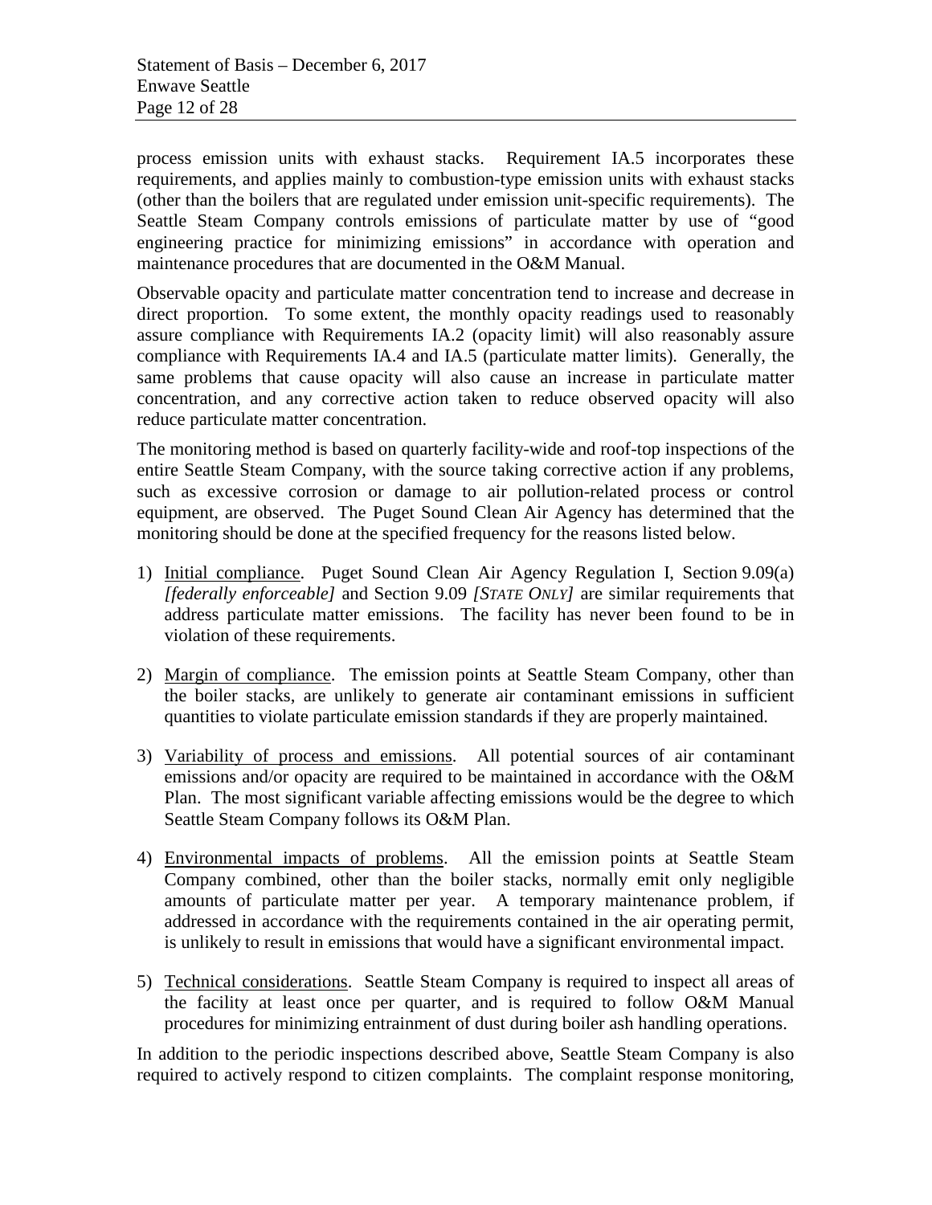process emission units with exhaust stacks. Requirement IA.5 incorporates these requirements, and applies mainly to combustion-type emission units with exhaust stacks (other than the boilers that are regulated under emission unit-specific requirements). The Seattle Steam Company controls emissions of particulate matter by use of "good engineering practice for minimizing emissions" in accordance with operation and maintenance procedures that are documented in the O&M Manual.

Observable opacity and particulate matter concentration tend to increase and decrease in direct proportion. To some extent, the monthly opacity readings used to reasonably assure compliance with Requirements IA.2 (opacity limit) will also reasonably assure compliance with Requirements IA.4 and IA.5 (particulate matter limits). Generally, the same problems that cause opacity will also cause an increase in particulate matter concentration, and any corrective action taken to reduce observed opacity will also reduce particulate matter concentration.

The monitoring method is based on quarterly facility-wide and roof-top inspections of the entire Seattle Steam Company, with the source taking corrective action if any problems, such as excessive corrosion or damage to air pollution-related process or control equipment, are observed. The Puget Sound Clean Air Agency has determined that the monitoring should be done at the specified frequency for the reasons listed below.

1) Initial compliance. Puget Sound Clean Air Agency Regulation I, Section 9.09(a) *[federally enforceable]* and Section 9.09 *[STATE ONLY]* are similar requirements that address particulate matter emissions. The facility has never been found to be in violation of these requirements.

2) Margin of compliance. The emission points at Seattle Steam Company, other than the boiler stacks, are unlikely to generate air contaminant emissions in sufficient quantities to violate particulate emission standards if they are properly maintained.

3) Variability of process and emissions. All potential sources of air contaminant emissions and/or opacity are required to be maintained in accordance with the O&M Plan. The most significant variable affecting emissions would be the degree to which Seattle Steam Company follows its O&M Plan.

4) Environmental impacts of problems. All the emission points at Seattle Steam Company combined, other than the boiler stacks, normally emit only negligible amounts of particulate matter per year. A temporary maintenance problem, if addressed in accordance with the requirements contained in the air operating permit, is unlikely to result in emissions that would have a significant environmental impact.

5) Technical considerations. Seattle Steam Company is required to inspect all areas of the facility at least once per quarter, and is required to follow O&M Manual procedures for minimizing entrainment of dust during boiler ash handling operations.

In addition to the periodic inspections described above, Seattle Steam Company is also required to actively respond to citizen complaints. The complaint response monitoring,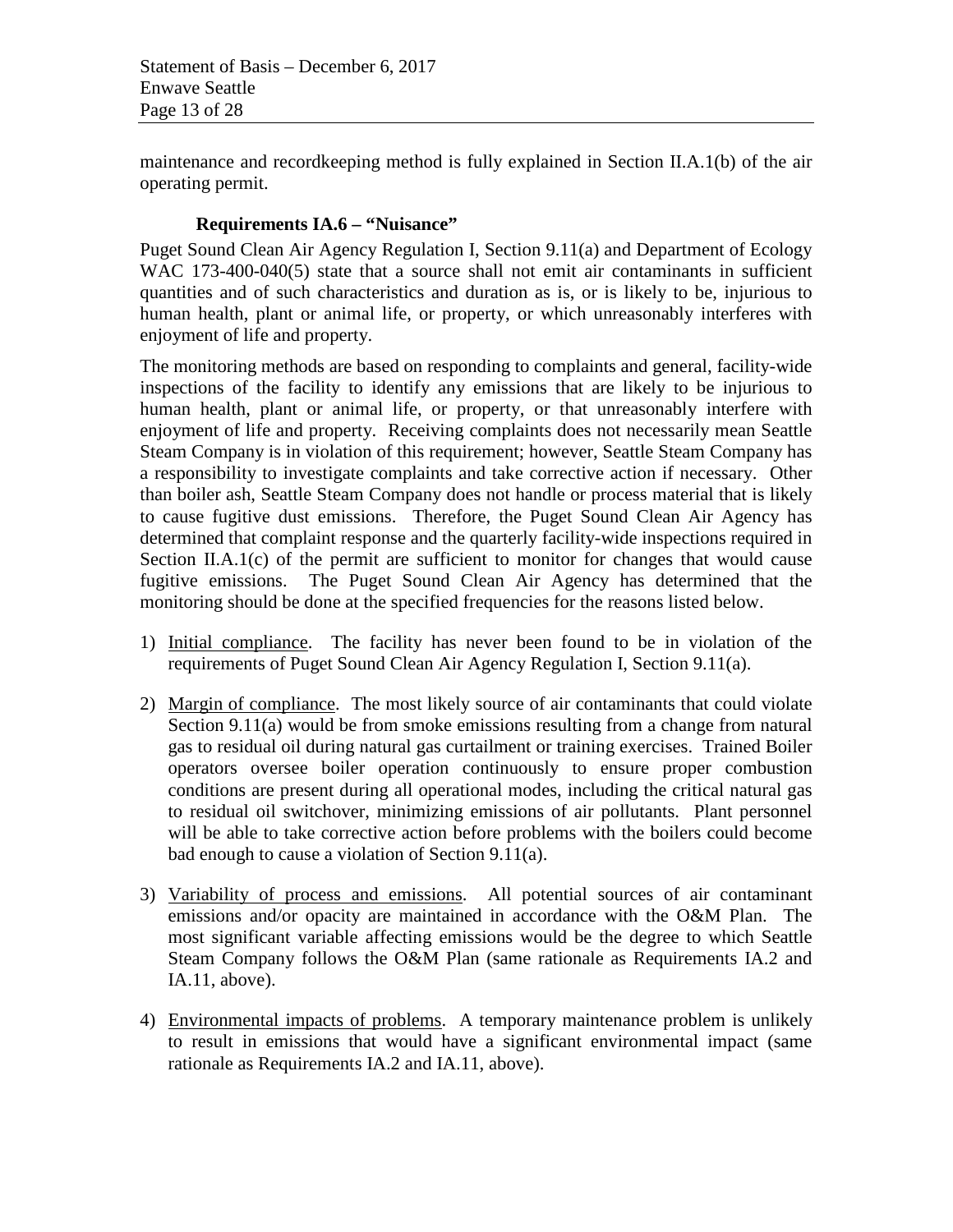maintenance and recordkeeping method is fully explained in Section II.A.1(b) of the air operating permit.

### Requirements IA.6 – "Nuisance"

Puget Sound Clean Air Agency Regulation I, Section 9.11(a) and Department of Ecology WAC 173-400-040(5) state that a source shall not emit air contaminants in sufficient quantities and of such characteristics and duration as is, or is likely to be, injurious to human health, plant or animal life, or property, or which unreasonably interferes with enjoyment of life and property.

The monitoring methods are based on responding to complaints and general, facility-wide inspections of the facility to identify any emissions that are likely to be injurious to human health, plant or animal life, or property, or that unreasonably interfere with enjoyment of life and property. Receiving complaints does not necessarily mean Seattle Steam Company is in violation of this requirement; however, Seattle Steam Company has a responsibility to investigate complaints and take corrective action if necessary. Other than boiler ash, Seattle Steam Company does not handle or process material that is likely to cause fugitive dust emissions. Therefore, the Puget Sound Clean Air Agency has determined that complaint response and the quarterly facility-wide inspections required in Section II.A.1(c) of the permit are sufficient to monitor for changes that would cause fugitive emissions. The Puget Sound Clean Air Agency has determined that the monitoring should be done at the specified frequencies for the reasons listed below.

1) Initial compliance. The facility has never been found to be in violation of the requirements of Puget Sound Clean Air Agency Regulation I, Section 9.11(a).

2) Margin of compliance. The most likely source of air contaminants that could violate Section 9.11(a) would be from smoke emissions resulting from a change from natural gas to residual oil during natural gas curtailment or training exercises. Trained Boiler operators oversee boiler operation continuously to ensure proper combustion conditions are present during all operational modes, including the critical natural gas to residual oil switchover, minimizing emissions of air pollutants. Plant personnel will be able to take corrective action before problems with the boilers could become bad enough to cause a violation of Section 9.11(a).

3) Variability of process and emissions. All potential sources of air contaminant emissions and/or opacity are maintained in accordance with the O&M Plan. The most significant variable affecting emissions would be the degree to which Seattle Steam Company follows the O&M Plan (same rationale as Requirements IA.2 and IA.11, above).

4) Environmental impacts of problems. A temporary maintenance problem is unlikely to result in emissions that would have a significant environmental impact (same rationale as Requirements IA.2 and IA.11, above).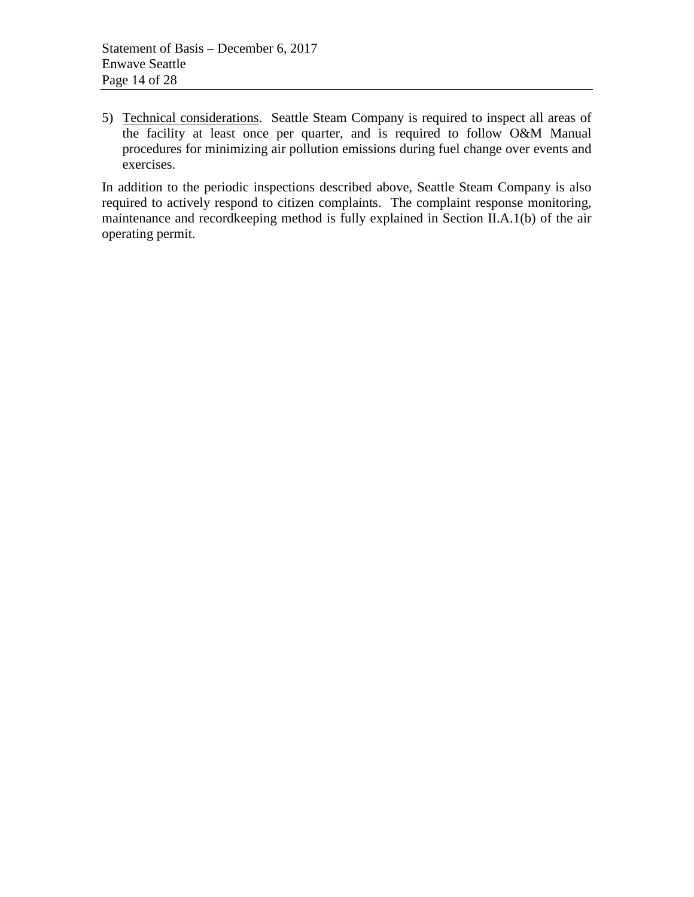5) Technical considerations. Seattle Steam Company is required to inspect all areas of the facility at least once per quarter, and is required to follow O&M Manual procedures for minimizing air pollution emissions during fuel change over events and exercises.

In addition to the periodic inspections described above, Seattle Steam Company is also required to actively respond to citizen complaints. The complaint response monitoring, maintenance and recordkeeping method is fully explained in Section II.A.1(b) of the air operating permit.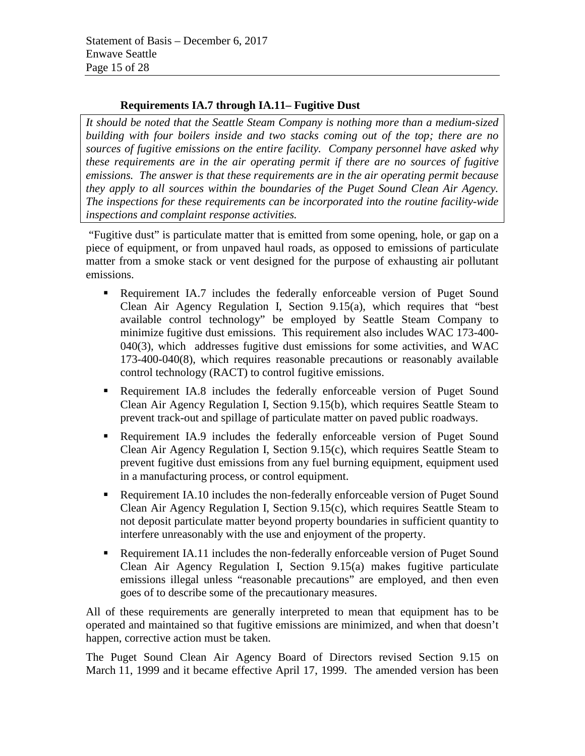### Requirements IA.7 through IA.11– Fugitive Dust

*It should be noted that the Seattle Steam Company is nothing more than a medium-sized building with four boilers inside and two stacks coming out of the top; there are no sources of fugitive emissions on the entire facility. Company personnel have asked why these requirements are in the air operating permit if there are no sources of fugitive emissions. The answer is that these requirements are in the air operating permit because they apply to all sources within the boundaries of the Puget Sound Clean Air Agency. The inspections for these requirements can be incorporated into the routine facility-wide inspections and complaint response activities.*

"Fugitive dust" is particulate matter that is emitted from some opening, hole, or gap on a piece of equipment, or from unpaved haul roads, as opposed to emissions of particulate matter from a smoke stack or vent designed for the purpose of exhausting air pollutant emissions.

- Requirement IA.7 includes the federally enforceable version of Puget Sound Clean Air Agency Regulation I, Section 9.15(a), which requires that "best available control technology" be employed by Seattle Steam Company to minimize fugitive dust emissions. This requirement also includes WAC 173-400-040(3), which addresses fugitive dust emissions for some activities, and WAC 173-400-040(8), which requires reasonable precautions or reasonably available control technology (RACT) to control fugitive emissions.
- Requirement IA.8 includes the federally enforceable version of Puget Sound Clean Air Agency Regulation I, Section 9.15(b), which requires Seattle Steam to prevent track-out and spillage of particulate matter on paved public roadways.
- Requirement IA.9 includes the federally enforceable version of Puget Sound Clean Air Agency Regulation I, Section 9.15(c), which requires Seattle Steam to prevent fugitive dust emissions from any fuel burning equipment, equipment used in a manufacturing process, or control equipment.
- Requirement IA.10 includes the non-federally enforceable version of Puget Sound Clean Air Agency Regulation I, Section 9.15(c), which requires Seattle Steam to not deposit particulate matter beyond property boundaries in sufficient quantity to interfere unreasonably with the use and enjoyment of the property.
- Requirement IA.11 includes the non-federally enforceable version of Puget Sound Clean Air Agency Regulation I, Section 9.15(a) makes fugitive particulate emissions illegal unless "reasonable precautions" are employed, and then even goes of to describe some of the precautionary measures.

All of these requirements are generally interpreted to mean that equipment has to be operated and maintained so that fugitive emissions are minimized, and when that doesn't happen, corrective action must be taken.

The Puget Sound Clean Air Agency Board of Directors revised Section 9.15 on March 11, 1999 and it became effective April 17, 1999. The amended version has been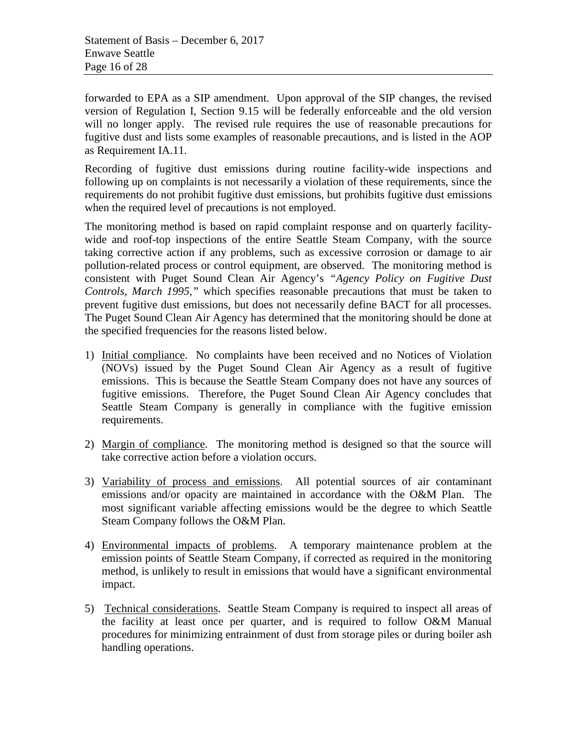forwarded to EPA as a SIP amendment. Upon approval of the SIP changes, the revised version of Regulation I, Section 9.15 will be federally enforceable and the old version will no longer apply. The revised rule requires the use of reasonable precautions for fugitive dust and lists some examples of reasonable precautions, and is listed in the AOP as Requirement IA.11.

Recording of fugitive dust emissions during routine facility-wide inspections and following up on complaints is not necessarily a violation of these requirements, since the requirements do not prohibit fugitive dust emissions, but prohibits fugitive dust emissions when the required level of precautions is not employed.

The monitoring method is based on rapid complaint response and on quarterly facility-wide and roof-top inspections of the entire Seattle Steam Company, with the source taking corrective action if any problems, such as excessive corrosion or damage to air pollution-related process or control equipment, are observed. The monitoring method is consistent with Puget Sound Clean Air Agency's *"Agency Policy on Fugitive Dust Controls, March 1995,"* which specifies reasonable precautions that must be taken to prevent fugitive dust emissions, but does not necessarily define BACT for all processes. The Puget Sound Clean Air Agency has determined that the monitoring should be done at the specified frequencies for the reasons listed below.

1) Initial compliance. No complaints have been received and no Notices of Violation (NOVs) issued by the Puget Sound Clean Air Agency as a result of fugitive emissions. This is because the Seattle Steam Company does not have any sources of fugitive emissions. Therefore, the Puget Sound Clean Air Agency concludes that Seattle Steam Company is generally in compliance with the fugitive emission requirements.

2) Margin of compliance. The monitoring method is designed so that the source will take corrective action before a violation occurs.

3) Variability of process and emissions. All potential sources of air contaminant emissions and/or opacity are maintained in accordance with the O&M Plan. The most significant variable affecting emissions would be the degree to which Seattle Steam Company follows the O&M Plan.

4) Environmental impacts of problems. A temporary maintenance problem at the emission points of Seattle Steam Company, if corrected as required in the monitoring method, is unlikely to result in emissions that would have a significant environmental impact.

5) Technical considerations. Seattle Steam Company is required to inspect all areas of the facility at least once per quarter, and is required to follow O&M Manual procedures for minimizing entrainment of dust from storage piles or during boiler ash handling operations.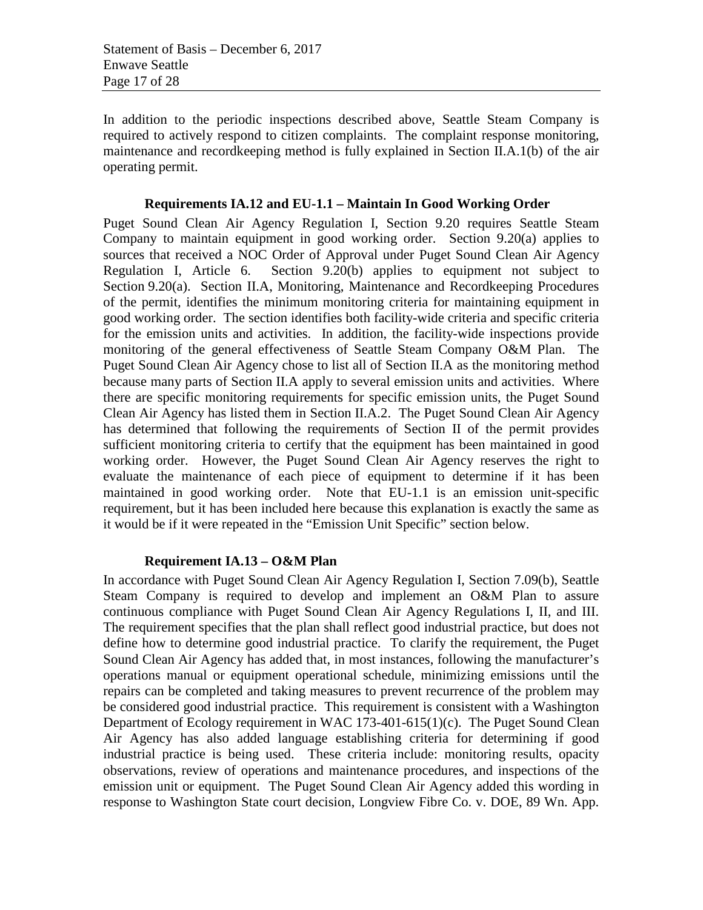In addition to the periodic inspections described above, Seattle Steam Company is required to actively respond to citizen complaints. The complaint response monitoring, maintenance and recordkeeping method is fully explained in Section II.A.1(b) of the air operating permit.

### Requirements IA.12 and EU-1.1 – Maintain In Good Working Order

Puget Sound Clean Air Agency Regulation I, Section 9.20 requires Seattle Steam Company to maintain equipment in good working order. Section 9.20(a) applies to sources that received a NOC Order of Approval under Puget Sound Clean Air Agency Regulation I, Article 6. Section 9.20(b) applies to equipment not subject to Section 9.20(a). Section II.A, Monitoring, Maintenance and Recordkeeping Procedures of the permit, identifies the minimum monitoring criteria for maintaining equipment in good working order. The section identifies both facility-wide criteria and specific criteria for the emission units and activities. In addition, the facility-wide inspections provide monitoring of the general effectiveness of Seattle Steam Company O&M Plan. The Puget Sound Clean Air Agency chose to list all of Section II.A as the monitoring method because many parts of Section II.A apply to several emission units and activities. Where there are specific monitoring requirements for specific emission units, the Puget Sound Clean Air Agency has listed them in Section II.A.2. The Puget Sound Clean Air Agency has determined that following the requirements of Section II of the permit provides sufficient monitoring criteria to certify that the equipment has been maintained in good working order. However, the Puget Sound Clean Air Agency reserves the right to evaluate the maintenance of each piece of equipment to determine if it has been maintained in good working order. Note that EU-1.1 is an emission unit-specific requirement, but it has been included here because this explanation is exactly the same as it would be if it were repeated in the "Emission Unit Specific" section below.

### Requirement IA.13 – O&M Plan

In accordance with Puget Sound Clean Air Agency Regulation I, Section 7.09(b), Seattle Steam Company is required to develop and implement an O&M Plan to assure continuous compliance with Puget Sound Clean Air Agency Regulations I, II, and III. The requirement specifies that the plan shall reflect good industrial practice, but does not define how to determine good industrial practice. To clarify the requirement, the Puget Sound Clean Air Agency has added that, in most instances, following the manufacturer's operations manual or equipment operational schedule, minimizing emissions until the repairs can be completed and taking measures to prevent recurrence of the problem may be considered good industrial practice. This requirement is consistent with a Washington Department of Ecology requirement in WAC 173-401-615(1)(c). The Puget Sound Clean Air Agency has also added language establishing criteria for determining if good industrial practice is being used. These criteria include: monitoring results, opacity observations, review of operations and maintenance procedures, and inspections of the emission unit or equipment. The Puget Sound Clean Air Agency added this wording in response to Washington State court decision, Longview Fibre Co. v. DOE, 89 Wn. App.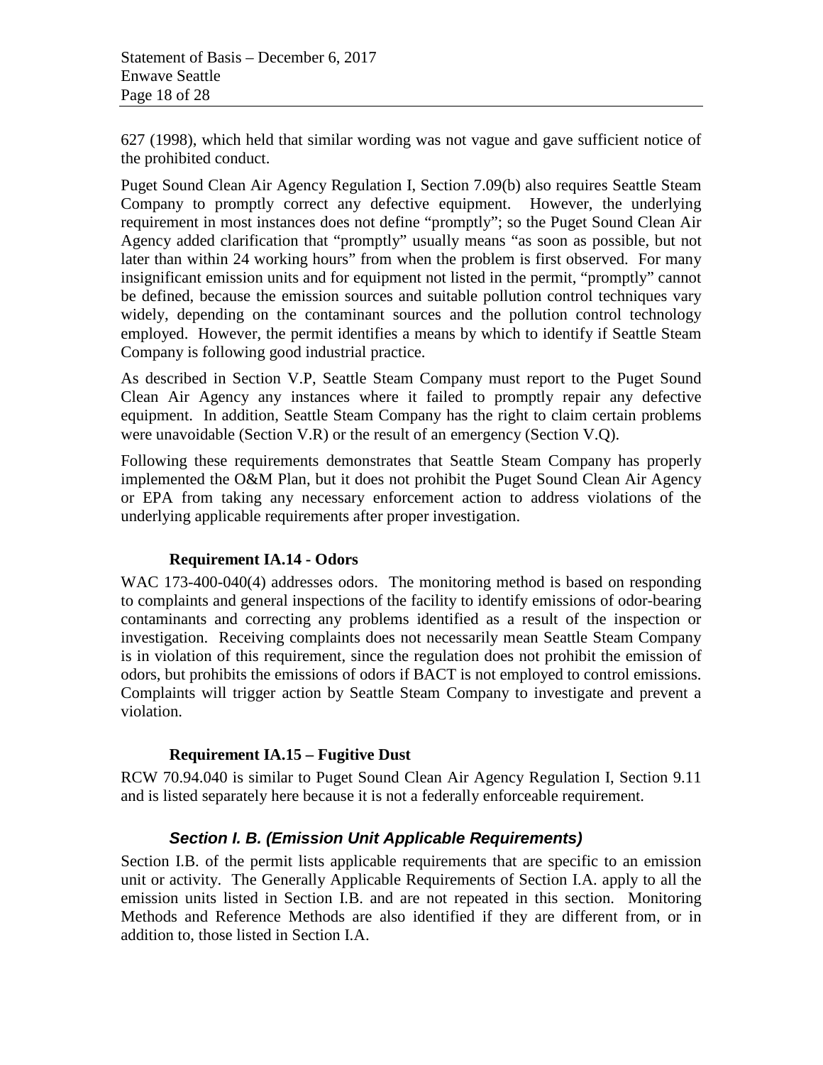627 (1998), which held that similar wording was not vague and gave sufficient notice of the prohibited conduct.

Puget Sound Clean Air Agency Regulation I, Section 7.09(b) also requires Seattle Steam Company to promptly correct any defective equipment. However, the underlying requirement in most instances does not define "promptly"; so the Puget Sound Clean Air Agency added clarification that "promptly" usually means "as soon as possible, but not later than within 24 working hours" from when the problem is first observed. For many insignificant emission units and for equipment not listed in the permit, "promptly" cannot be defined, because the emission sources and suitable pollution control techniques vary widely, depending on the contaminant sources and the pollution control technology employed. However, the permit identifies a means by which to identify if Seattle Steam Company is following good industrial practice.

As described in Section V.P, Seattle Steam Company must report to the Puget Sound Clean Air Agency any instances where it failed to promptly repair any defective equipment. In addition, Seattle Steam Company has the right to claim certain problems were unavoidable (Section V.R) or the result of an emergency (Section V.Q).

Following these requirements demonstrates that Seattle Steam Company has properly implemented the O&M Plan, but it does not prohibit the Puget Sound Clean Air Agency or EPA from taking any necessary enforcement action to address violations of the underlying applicable requirements after proper investigation.

#### Requirement IA.14 - Odors

WAC 173-400-040(4) addresses odors. The monitoring method is based on responding to complaints and general inspections of the facility to identify emissions of odor-bearing contaminants and correcting any problems identified as a result of the inspection or investigation. Receiving complaints does not necessarily mean Seattle Steam Company is in violation of this requirement, since the regulation does not prohibit the emission of odors, but prohibits the emissions of odors if BACT is not employed to control emissions. Complaints will trigger action by Seattle Steam Company to investigate and prevent a violation.

#### Requirement IA.15 – Fugitive Dust

RCW 70.94.040 is similar to Puget Sound Clean Air Agency Regulation I, Section 9.11 and is listed separately here because it is not a federally enforceable requirement.

### *Section I. B. (Emission Unit Applicable Requirements)*

Section I.B. of the permit lists applicable requirements that are specific to an emission unit or activity. The Generally Applicable Requirements of Section I.A. apply to all the emission units listed in Section I.B. and are not repeated in this section. Monitoring Methods and Reference Methods are also identified if they are different from, or in addition to, those listed in Section I.A.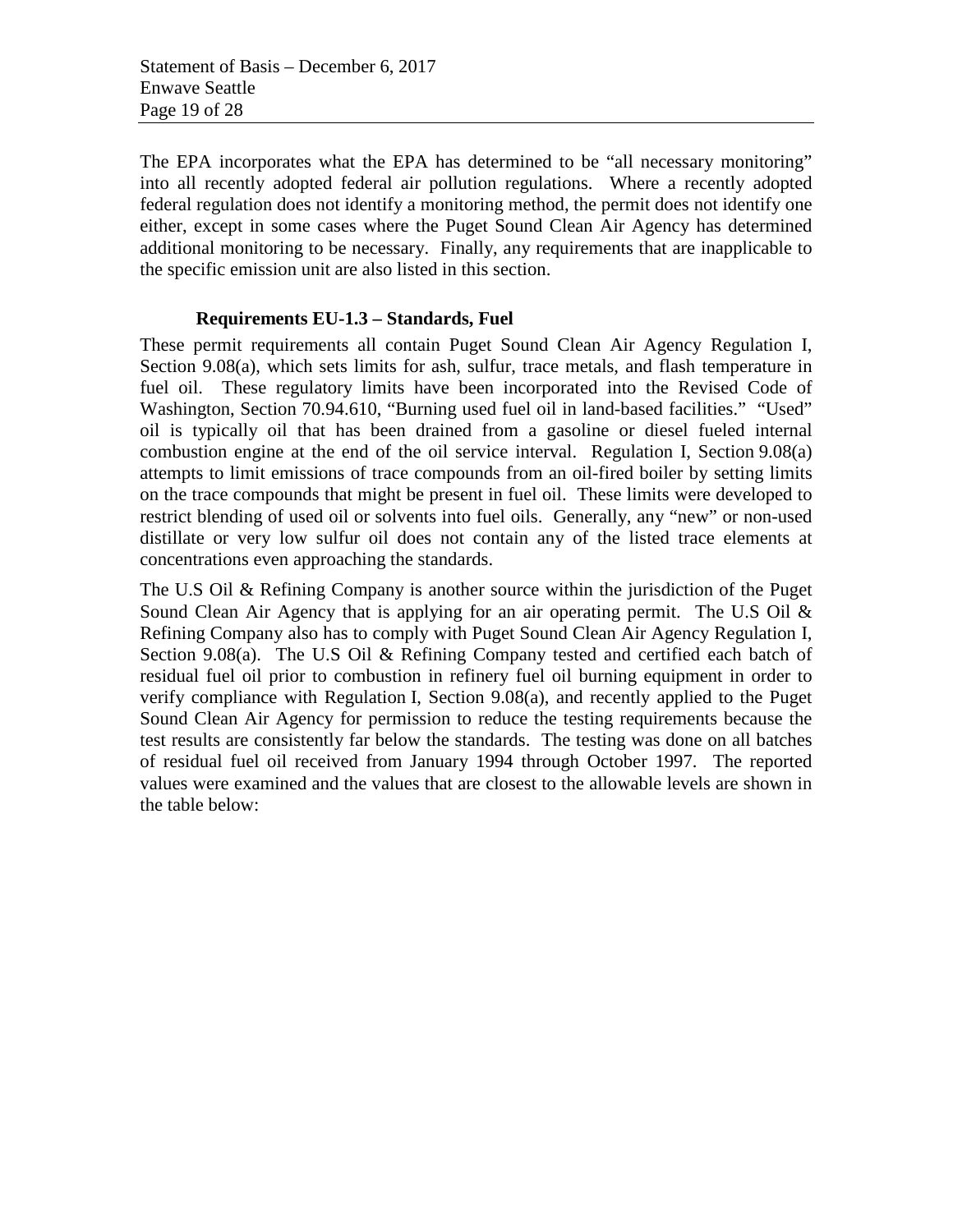The EPA incorporates what the EPA has determined to be "all necessary monitoring" into all recently adopted federal air pollution regulations. Where a recently adopted federal regulation does not identify a monitoring method, the permit does not identify one either, except in some cases where the Puget Sound Clean Air Agency has determined additional monitoring to be necessary. Finally, any requirements that are inapplicable to the specific emission unit are also listed in this section.

### Requirements EU-1.3 – Standards, Fuel

These permit requirements all contain Puget Sound Clean Air Agency Regulation I, Section 9.08(a), which sets limits for ash, sulfur, trace metals, and flash temperature in fuel oil. These regulatory limits have been incorporated into the Revised Code of Washington, Section 70.94.610, "Burning used fuel oil in land-based facilities." "Used" oil is typically oil that has been drained from a gasoline or diesel fueled internal combustion engine at the end of the oil service interval. Regulation I, Section 9.08(a) attempts to limit emissions of trace compounds from an oil-fired boiler by setting limits on the trace compounds that might be present in fuel oil. These limits were developed to restrict blending of used oil or solvents into fuel oils. Generally, any "new" or non-used distillate or very low sulfur oil does not contain any of the listed trace elements at concentrations even approaching the standards.

The U.S Oil & Refining Company is another source within the jurisdiction of the Puget Sound Clean Air Agency that is applying for an air operating permit. The U.S Oil & Refining Company also has to comply with Puget Sound Clean Air Agency Regulation I, Section 9.08(a). The U.S Oil & Refining Company tested and certified each batch of residual fuel oil prior to combustion in refinery fuel oil burning equipment in order to verify compliance with Regulation I, Section 9.08(a), and recently applied to the Puget Sound Clean Air Agency for permission to reduce the testing requirements because the test results are consistently far below the standards. The testing was done on all batches of residual fuel oil received from January 1994 through October 1997. The reported values were examined and the values that are closest to the allowable levels are shown in the table below: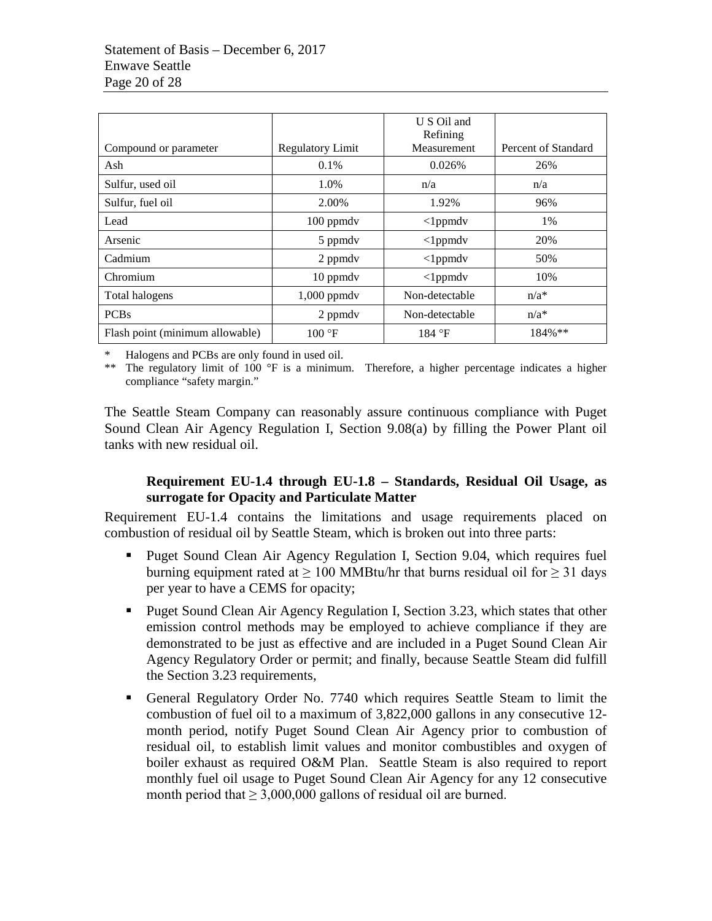| Compound or parameter | Regulatory Limit | U S Oil and Refining Measurement | Percent of Standard |
|---|---|---|---|
| Ash | 0.1% | 0.026% | 26% |
| Sulfur, used oil | 1.0% | n/a | n/a |
| Sulfur, fuel oil | 2.00% | 1.92% | 96% |
| Lead | 100 ppmdv | <1ppmdv | 1% |
| Arsenic | 5 ppmdv | <1ppmdv | 20% |
| Cadmium | 2 ppmdv | <1ppmdv | 50% |
| Chromium | 10 ppmdv | <1ppmdv | 10% |
| Total halogens | 1,000 ppmdv | Non-detectable | n/a* |
| PCBs | 2 ppmdv | Non-detectable | n/a* |
| Flash point (minimum allowable) | 100 °F | 184 °F | 184%** |

\* Halogens and PCBs are only found in used oil.

** The regulatory limit of 100 °F is a minimum. Therefore, a higher percentage indicates a higher compliance "safety margin."

The Seattle Steam Company can reasonably assure continuous compliance with Puget Sound Clean Air Agency Regulation I, Section 9.08(a) by filling the Power Plant oil tanks with new residual oil.

**Requirement EU-1.4 through EU-1.8 – Standards, Residual Oil Usage, as surrogate for Opacity and Particulate Matter**

Requirement EU-1.4 contains the limitations and usage requirements placed on combustion of residual oil by Seattle Steam, which is broken out into three parts:

- Puget Sound Clean Air Agency Regulation I, Section 9.04, which requires fuel burning equipment rated at ≥ 100 MMBtu/hr that burns residual oil for ≥ 31 days per year to have a CEMS for opacity;
- Puget Sound Clean Air Agency Regulation I, Section 3.23, which states that other emission control methods may be employed to achieve compliance if they are demonstrated to be just as effective and are included in a Puget Sound Clean Air Agency Regulatory Order or permit; and finally, because Seattle Steam did fulfill the Section 3.23 requirements,
- General Regulatory Order No. 7740 which requires Seattle Steam to limit the combustion of fuel oil to a maximum of 3,822,000 gallons in any consecutive 12-month period, notify Puget Sound Clean Air Agency prior to combustion of residual oil, to establish limit values and monitor combustibles and oxygen of boiler exhaust as required O&M Plan. Seattle Steam is also required to report monthly fuel oil usage to Puget Sound Clean Air Agency for any 12 consecutive month period that ≥ 3,000,000 gallons of residual oil are burned.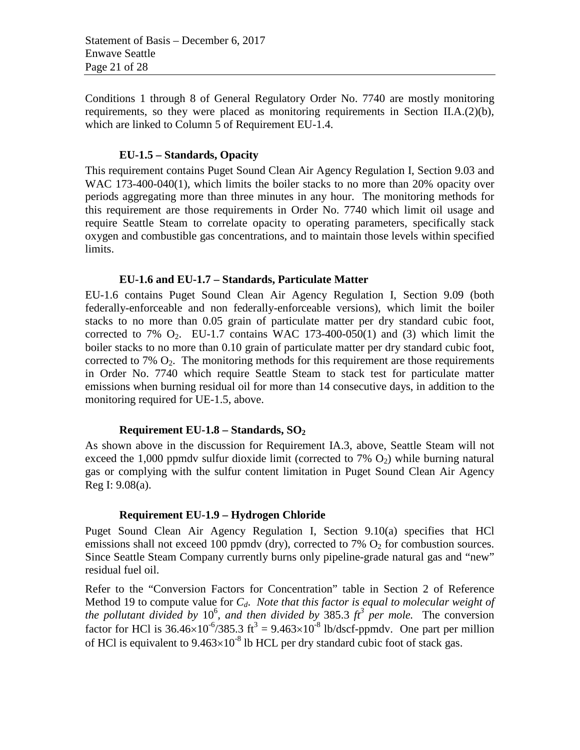Conditions 1 through 8 of General Regulatory Order No. 7740 are mostly monitoring requirements, so they were placed as monitoring requirements in Section II.A.(2)(b), which are linked to Column 5 of Requirement EU-1.4.

### EU-1.5 – Standards, Opacity

This requirement contains Puget Sound Clean Air Agency Regulation I, Section 9.03 and WAC 173-400-040(1), which limits the boiler stacks to no more than 20% opacity over periods aggregating more than three minutes in any hour. The monitoring methods for this requirement are those requirements in Order No. 7740 which limit oil usage and require Seattle Steam to correlate opacity to operating parameters, specifically stack oxygen and combustible gas concentrations, and to maintain those levels within specified limits.

### EU-1.6 and EU-1.7 – Standards, Particulate Matter

EU-1.6 contains Puget Sound Clean Air Agency Regulation I, Section 9.09 (both federally-enforceable and non federally-enforceable versions), which limit the boiler stacks to no more than 0.05 grain of particulate matter per dry standard cubic foot, corrected to 7% $O_2$. EU-1.7 contains WAC 173-400-050(1) and (3) which limit the boiler stacks to no more than 0.10 grain of particulate matter per dry standard cubic foot, corrected to 7% $O_2$. The monitoring methods for this requirement are those requirements in Order No. 7740 which require Seattle Steam to stack test for particulate matter emissions when burning residual oil for more than 14 consecutive days, in addition to the monitoring required for UE-1.5, above.

### Requirement EU-1.8 – Standards, $SO_2$

As shown above in the discussion for Requirement IA.3, above, Seattle Steam will not exceed the 1,000 ppmdv sulfur dioxide limit (corrected to 7% $O_2$) while burning natural gas or complying with the sulfur content limitation in Puget Sound Clean Air Agency Reg I: 9.08(a).

### Requirement EU-1.9 – Hydrogen Chloride

Puget Sound Clean Air Agency Regulation I, Section 9.10(a) specifies that HCl emissions shall not exceed 100 ppmdv (dry), corrected to 7% $O_2$ for combustion sources. Since Seattle Steam Company currently burns only pipeline-grade natural gas and "new" residual fuel oil.

Refer to the "Conversion Factors for Concentration" table in Section 2 of Reference Method 19 to compute value for $C_d$. *Note that this factor is equal to molecular weight of the pollutant divided by* $10^6$*, and then divided by* $385.3\ ft^3$ *per mole.* The conversion factor for HCl is $36.46\times10^{-6}/385.3\ \text{ft}^3 = 9.463\times10^{-8}$ lb/dscf-ppmdv. One part per million of HCl is equivalent to $9.463\times10^{-8}$ lb HCL per dry standard cubic foot of stack gas.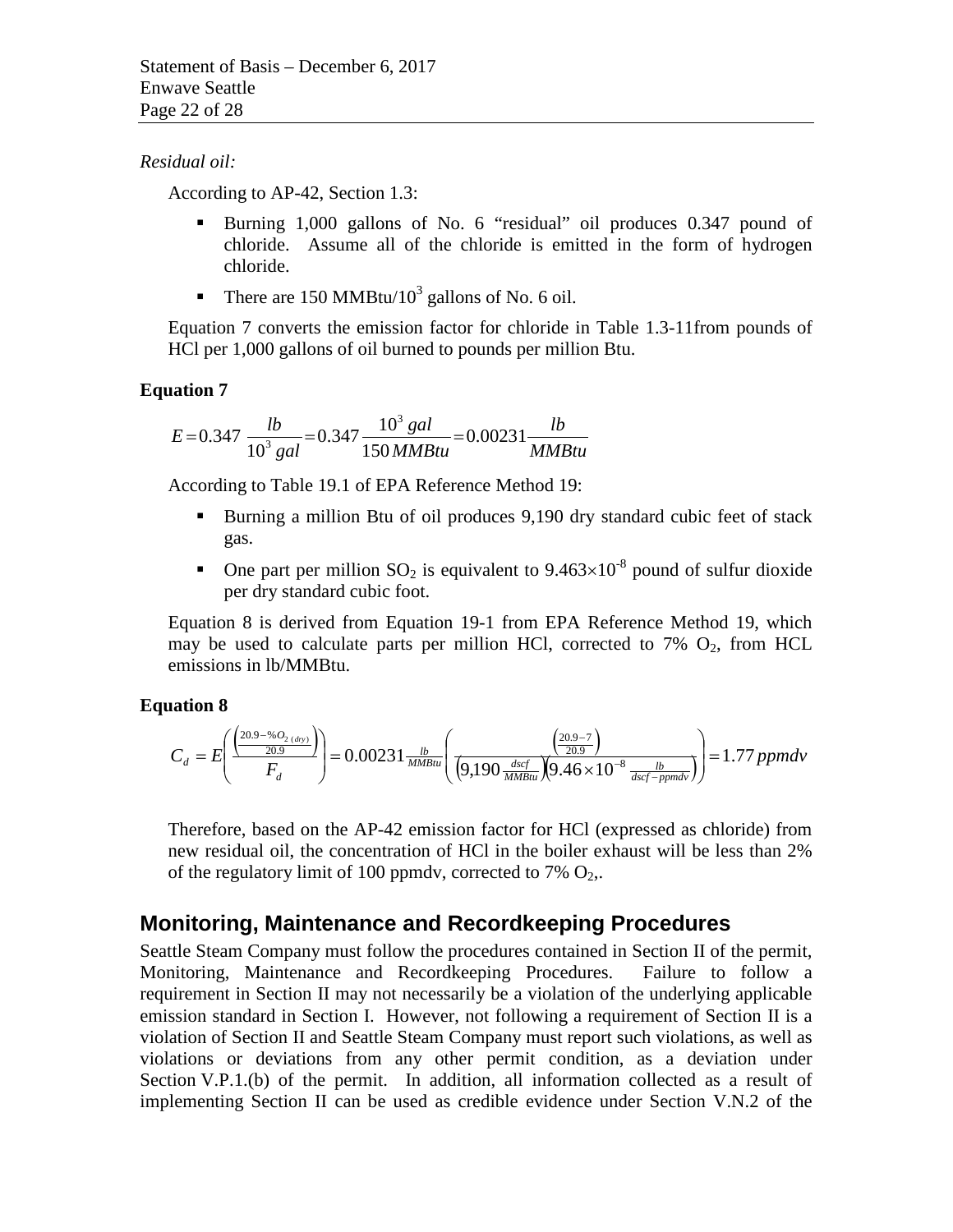*Residual oil:*

According to AP-42, Section 1.3:

- Burning 1,000 gallons of No. 6 "residual" oil produces 0.347 pound of chloride. Assume all of the chloride is emitted in the form of hydrogen chloride.
- There are 150 MMBtu/$10^3$ gallons of No. 6 oil.

Equation 7 converts the emission factor for chloride in Table 1.3-11from pounds of HCl per 1,000 gallons of oil burned to pounds per million Btu.

**Equation 7**

$$E = 0.347\ \frac{lb}{10^3\ gal} = 0.347\frac{10^3\ gal}{150\ MMBtu} = 0.00231\frac{lb}{MMBtu}$$

According to Table 19.1 of EPA Reference Method 19:

- Burning a million Btu of oil produces 9,190 dry standard cubic feet of stack gas.
- One part per million $SO_2$ is equivalent to $9.463 \times 10^{-8}$ pound of sulfur dioxide per dry standard cubic foot.

Equation 8 is derived from Equation 19-1 from EPA Reference Method 19, which may be used to calculate parts per million HCl, corrected to 7% $O_2$, from HCL emissions in lb/MMBtu.

**Equation 8**

$$C_d = E\left(\frac{\left(\frac{20.9 - \%O_{2\ (dry)}}{20.9}\right)}{F_d}\right) = 0.00231\tfrac{lb}{MMBtu}\left(\frac{\left(\frac{20.9-7}{20.9}\right)}{\left(9{,}190\ \tfrac{dscf}{MMBtu}\right)\left(9.46 \times 10^{-8}\ \tfrac{lb}{dscf-ppmdv}\right)}\right) = 1.77\ ppmdv$$

Therefore, based on the AP-42 emission factor for HCl (expressed as chloride) from new residual oil, the concentration of HCl in the boiler exhaust will be less than 2% of the regulatory limit of 100 ppmdv, corrected to 7% $O_2$,.

## Monitoring, Maintenance and Recordkeeping Procedures

Seattle Steam Company must follow the procedures contained in Section II of the permit, Monitoring, Maintenance and Recordkeeping Procedures. Failure to follow a requirement in Section II may not necessarily be a violation of the underlying applicable emission standard in Section I. However, not following a requirement of Section II is a violation of Section II and Seattle Steam Company must report such violations, as well as violations or deviations from any other permit condition, as a deviation under Section V.P.1.(b) of the permit. In addition, all information collected as a result of implementing Section II can be used as credible evidence under Section V.N.2 of the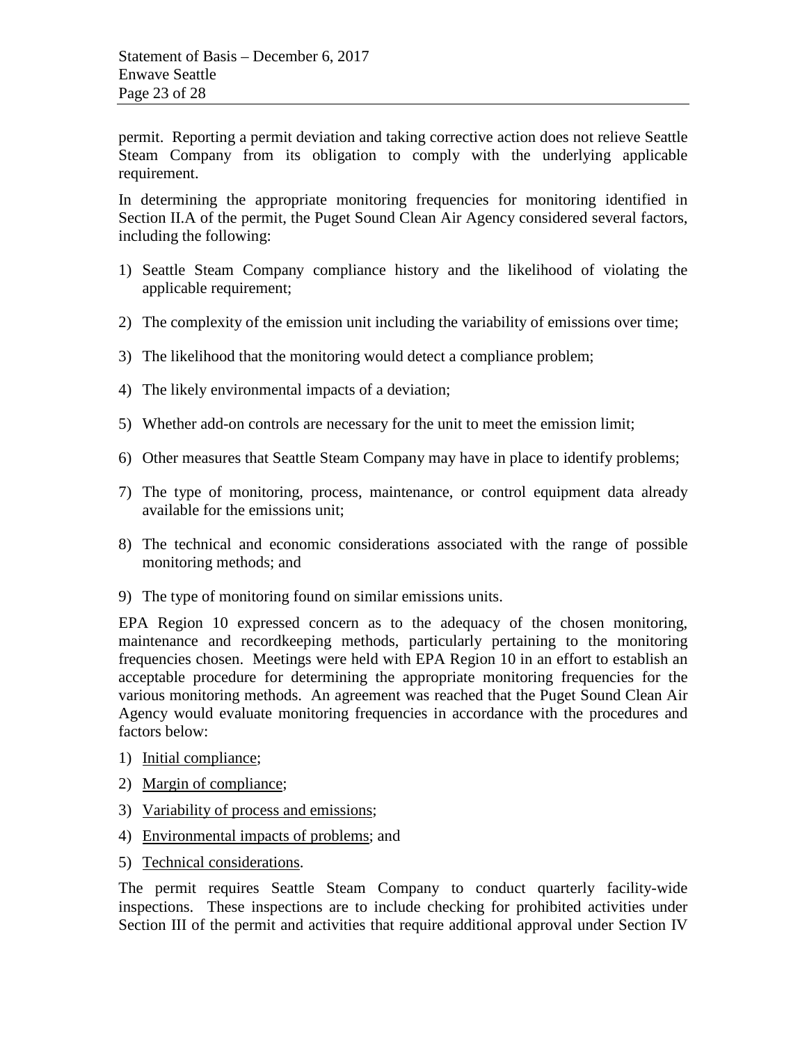permit. Reporting a permit deviation and taking corrective action does not relieve Seattle Steam Company from its obligation to comply with the underlying applicable requirement.

In determining the appropriate monitoring frequencies for monitoring identified in Section II.A of the permit, the Puget Sound Clean Air Agency considered several factors, including the following:

1) Seattle Steam Company compliance history and the likelihood of violating the applicable requirement;
2) The complexity of the emission unit including the variability of emissions over time;
3) The likelihood that the monitoring would detect a compliance problem;
4) The likely environmental impacts of a deviation;
5) Whether add-on controls are necessary for the unit to meet the emission limit;
6) Other measures that Seattle Steam Company may have in place to identify problems;
7) The type of monitoring, process, maintenance, or control equipment data already available for the emissions unit;
8) The technical and economic considerations associated with the range of possible monitoring methods; and
9) The type of monitoring found on similar emissions units.

EPA Region 10 expressed concern as to the adequacy of the chosen monitoring, maintenance and recordkeeping methods, particularly pertaining to the monitoring frequencies chosen. Meetings were held with EPA Region 10 in an effort to establish an acceptable procedure for determining the appropriate monitoring frequencies for the various monitoring methods. An agreement was reached that the Puget Sound Clean Air Agency would evaluate monitoring frequencies in accordance with the procedures and factors below:

1) <u>Initial compliance</u>;
2) <u>Margin of compliance</u>;
3) <u>Variability of process and emissions</u>;
4) <u>Environmental impacts of problems</u>; and
5) <u>Technical considerations</u>.

The permit requires Seattle Steam Company to conduct quarterly facility-wide inspections. These inspections are to include checking for prohibited activities under Section III of the permit and activities that require additional approval under Section IV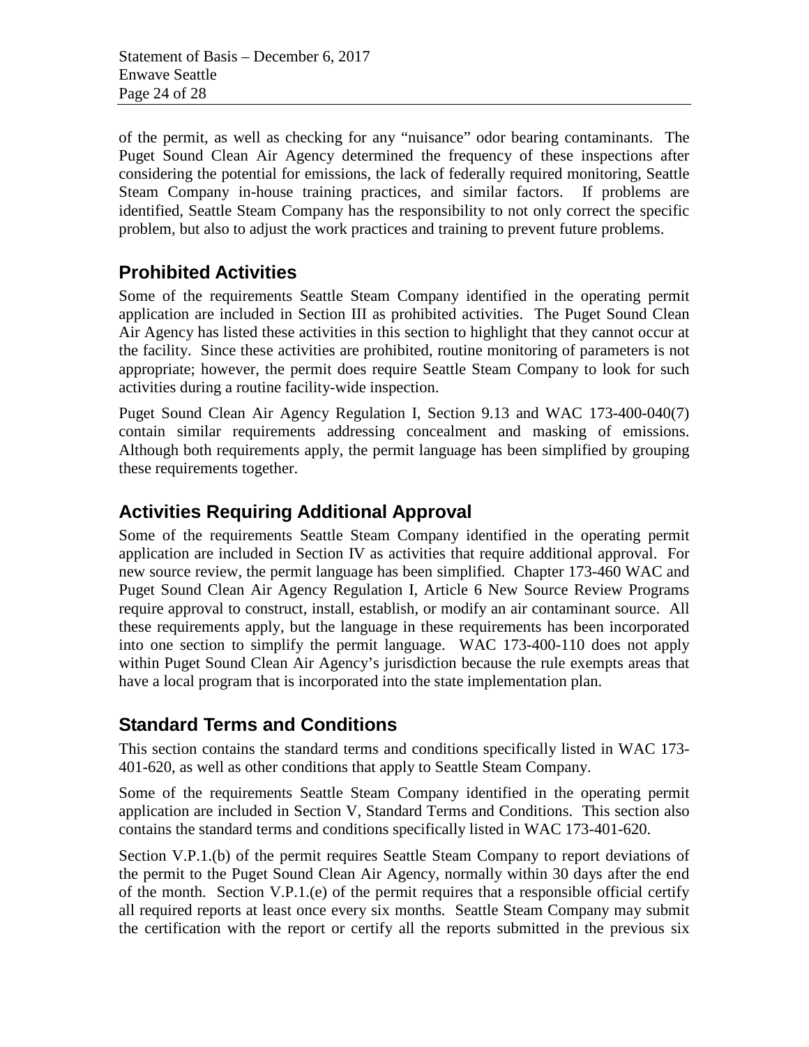of the permit, as well as checking for any "nuisance" odor bearing contaminants. The Puget Sound Clean Air Agency determined the frequency of these inspections after considering the potential for emissions, the lack of federally required monitoring, Seattle Steam Company in-house training practices, and similar factors. If problems are identified, Seattle Steam Company has the responsibility to not only correct the specific problem, but also to adjust the work practices and training to prevent future problems.

## Prohibited Activities

Some of the requirements Seattle Steam Company identified in the operating permit application are included in Section III as prohibited activities. The Puget Sound Clean Air Agency has listed these activities in this section to highlight that they cannot occur at the facility. Since these activities are prohibited, routine monitoring of parameters is not appropriate; however, the permit does require Seattle Steam Company to look for such activities during a routine facility-wide inspection.

Puget Sound Clean Air Agency Regulation I, Section 9.13 and WAC 173-400-040(7) contain similar requirements addressing concealment and masking of emissions. Although both requirements apply, the permit language has been simplified by grouping these requirements together.

## Activities Requiring Additional Approval

Some of the requirements Seattle Steam Company identified in the operating permit application are included in Section IV as activities that require additional approval. For new source review, the permit language has been simplified. Chapter 173-460 WAC and Puget Sound Clean Air Agency Regulation I, Article 6 New Source Review Programs require approval to construct, install, establish, or modify an air contaminant source. All these requirements apply, but the language in these requirements has been incorporated into one section to simplify the permit language. WAC 173-400-110 does not apply within Puget Sound Clean Air Agency's jurisdiction because the rule exempts areas that have a local program that is incorporated into the state implementation plan.

## Standard Terms and Conditions

This section contains the standard terms and conditions specifically listed in WAC 173-401-620, as well as other conditions that apply to Seattle Steam Company.

Some of the requirements Seattle Steam Company identified in the operating permit application are included in Section V, Standard Terms and Conditions. This section also contains the standard terms and conditions specifically listed in WAC 173-401-620.

Section V.P.1.(b) of the permit requires Seattle Steam Company to report deviations of the permit to the Puget Sound Clean Air Agency, normally within 30 days after the end of the month. Section V.P.1.(e) of the permit requires that a responsible official certify all required reports at least once every six months. Seattle Steam Company may submit the certification with the report or certify all the reports submitted in the previous six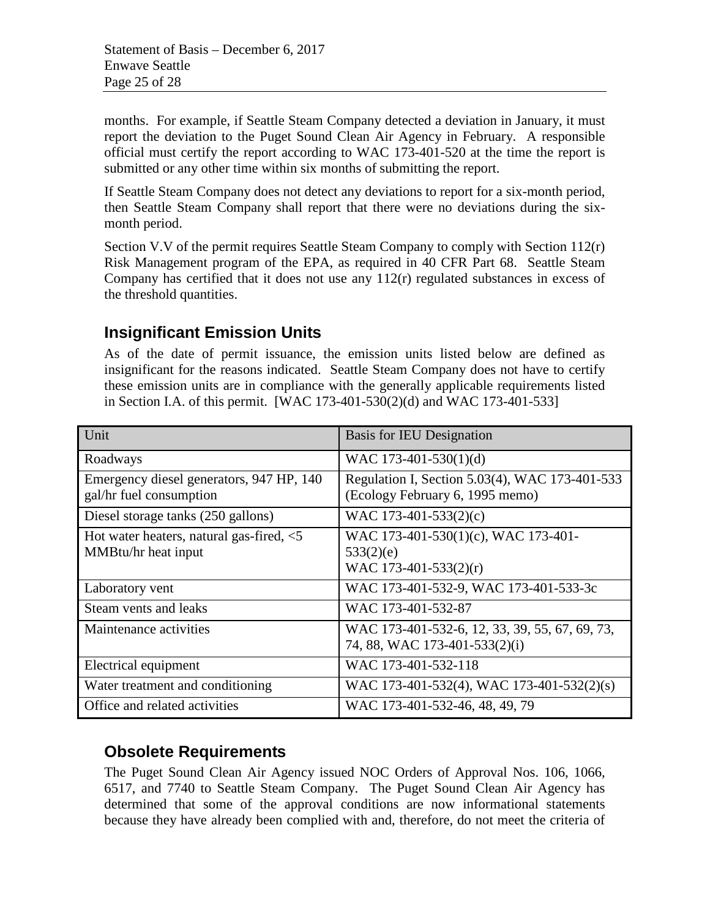months. For example, if Seattle Steam Company detected a deviation in January, it must report the deviation to the Puget Sound Clean Air Agency in February. A responsible official must certify the report according to WAC 173-401-520 at the time the report is submitted or any other time within six months of submitting the report.

If Seattle Steam Company does not detect any deviations to report for a six-month period, then Seattle Steam Company shall report that there were no deviations during the six-month period.

Section V.V of the permit requires Seattle Steam Company to comply with Section 112(r) Risk Management program of the EPA, as required in 40 CFR Part 68. Seattle Steam Company has certified that it does not use any 112(r) regulated substances in excess of the threshold quantities.

## Insignificant Emission Units

As of the date of permit issuance, the emission units listed below are defined as insignificant for the reasons indicated. Seattle Steam Company does not have to certify these emission units are in compliance with the generally applicable requirements listed in Section I.A. of this permit. [WAC 173-401-530(2)(d) and WAC 173-401-533]

| Unit | Basis for IEU Designation |
|---|---|
| Roadways | WAC 173-401-530(1)(d) |
| Emergency diesel generators, 947 HP, 140 gal/hr fuel consumption | Regulation I, Section 5.03(4), WAC 173-401-533 (Ecology February 6, 1995 memo) |
| Diesel storage tanks (250 gallons) | WAC 173-401-533(2)(c) |
| Hot water heaters, natural gas-fired, <5 MMBtu/hr heat input | WAC 173-401-530(1)(c), WAC 173-401-533(2)(e)<br>WAC 173-401-533(2)(r) |
| Laboratory vent | WAC 173-401-532-9, WAC 173-401-533-3c |
| Steam vents and leaks | WAC 173-401-532-87 |
| Maintenance activities | WAC 173-401-532-6, 12, 33, 39, 55, 67, 69, 73, 74, 88, WAC 173-401-533(2)(i) |
| Electrical equipment | WAC 173-401-532-118 |
| Water treatment and conditioning | WAC 173-401-532(4), WAC 173-401-532(2)(s) |
| Office and related activities | WAC 173-401-532-46, 48, 49, 79 |

## Obsolete Requirements

The Puget Sound Clean Air Agency issued NOC Orders of Approval Nos. 106, 1066, 6517, and 7740 to Seattle Steam Company. The Puget Sound Clean Air Agency has determined that some of the approval conditions are now informational statements because they have already been complied with and, therefore, do not meet the criteria of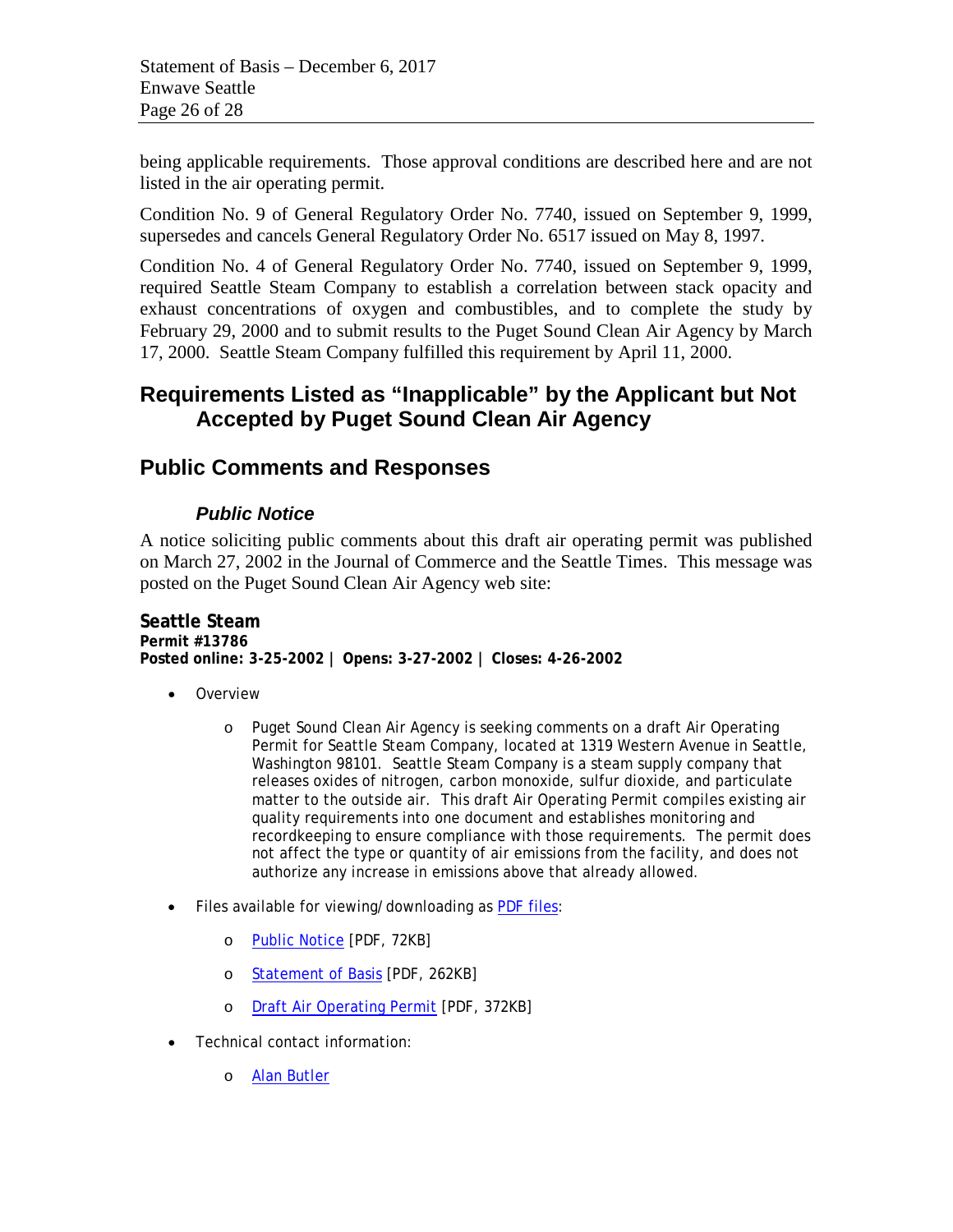being applicable requirements. Those approval conditions are described here and are not listed in the air operating permit.

Condition No. 9 of General Regulatory Order No. 7740, issued on September 9, 1999, supersedes and cancels General Regulatory Order No. 6517 issued on May 8, 1997.

Condition No. 4 of General Regulatory Order No. 7740, issued on September 9, 1999, required Seattle Steam Company to establish a correlation between stack opacity and exhaust concentrations of oxygen and combustibles, and to complete the study by February 29, 2000 and to submit results to the Puget Sound Clean Air Agency by March 17, 2000. Seattle Steam Company fulfilled this requirement by April 11, 2000.

## Requirements Listed as "Inapplicable" by the Applicant but Not Accepted by Puget Sound Clean Air Agency

## Public Comments and Responses

### *Public Notice*

A notice soliciting public comments about this draft air operating permit was published on March 27, 2002 in the Journal of Commerce and the Seattle Times. This message was posted on the Puget Sound Clean Air Agency web site:

**Seattle Steam**
**Permit #13786**
**Posted online: 3-25-2002 | Opens: 3-27-2002 | Closes: 4-26-2002**

- Overview
  - Puget Sound Clean Air Agency is seeking comments on a draft Air Operating Permit for Seattle Steam Company, located at 1319 Western Avenue in Seattle, Washington 98101. Seattle Steam Company is a steam supply company that releases oxides of nitrogen, carbon monoxide, sulfur dioxide, and particulate matter to the outside air. This draft Air Operating Permit compiles existing air quality requirements into one document and establishes monitoring and recordkeeping to ensure compliance with those requirements. The permit does not affect the type or quantity of air emissions from the facility, and does not authorize any increase in emissions above that already allowed.
- Files available for viewing/downloading as PDF files:
  - Public Notice [PDF, 72KB]
  - Statement of Basis [PDF, 262KB]
  - Draft Air Operating Permit [PDF, 372KB]
- Technical contact information:
  - Alan Butler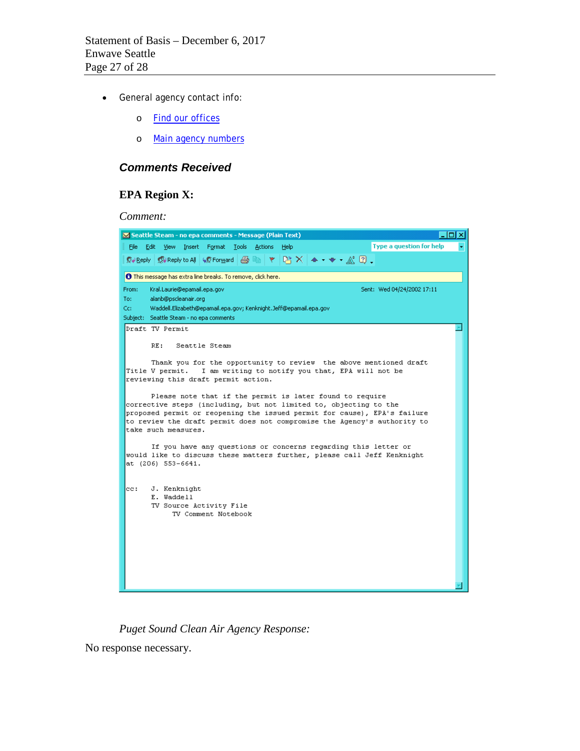- General agency contact info:
    - Find our offices
    - Main agency numbers

***Comments Received***

**EPA Region X:**

*Comment:*

Seattle Steam - no epa comments - Message (Plain Text)

From: Kral.Laurie@epamail.epa.gov

Sent: Wed 04/24/2002 17:11

To: alanb@pscleanair.org

Cc: Waddell.Elizabeth@epamail.epa.gov; Kenknight.Jeff@epamail.epa.gov

Subject: Seattle Steam - no epa comments

Draft TV Permit

RE: Seattle Steam

Thank you for the opportunity to review the above mentioned draft Title V permit. I am writing to notify you that, EPA will not be reviewing this draft permit action.

Please note that if the permit is later found to require corrective steps (including, but not limited to, objecting to the proposed permit or reopening the issued permit for cause), EPA's failure to review the draft permit does not compromise the Agency's authority to take such measures.

If you have any questions or concerns regarding this letter or would like to discuss these matters further, please call Jeff Kenknight at (206) 553-6641.

cc: J. Kenknight
E. Waddell
TV Source Activity File
TV Comment Notebook

*Puget Sound Clean Air Agency Response:*

No response necessary.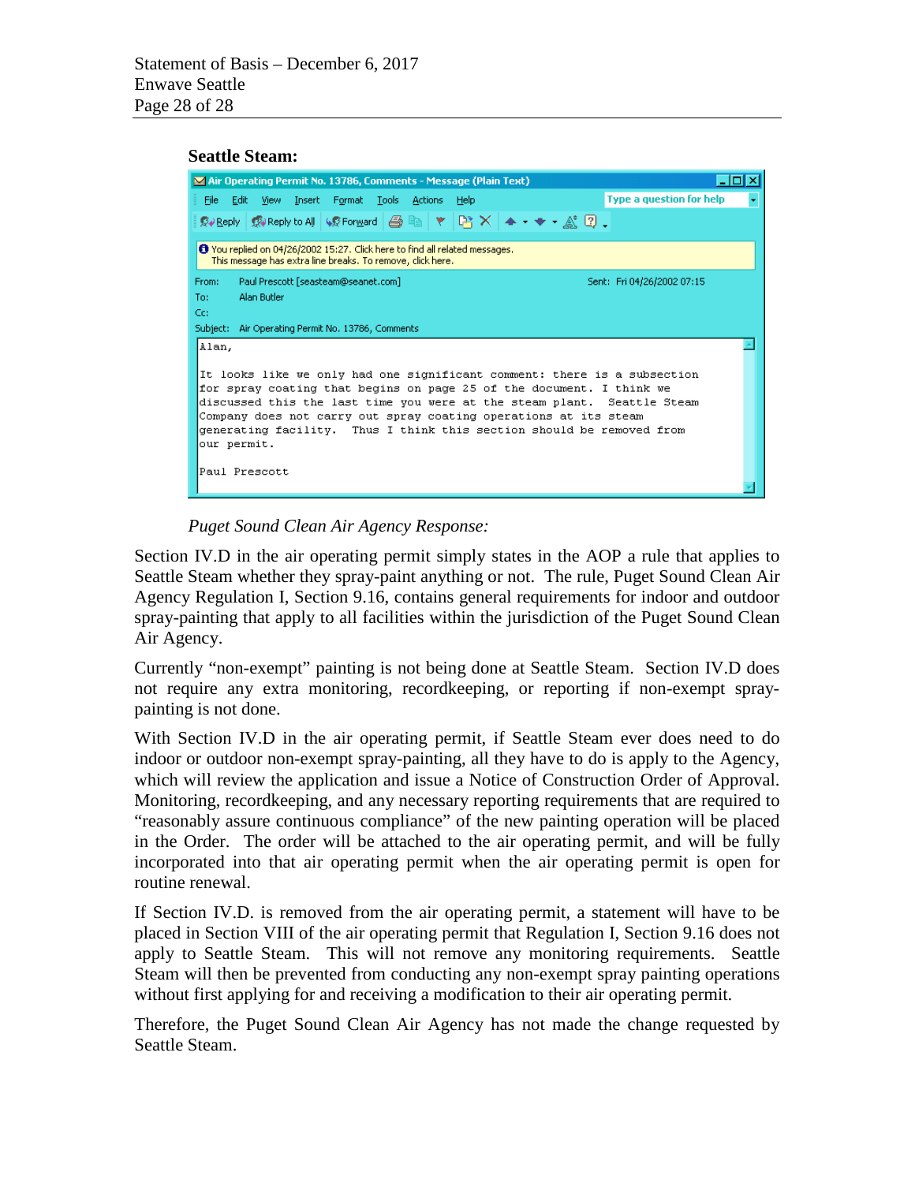**Seattle Steam:**

Air Operating Permit No. 13786, Comments - Message (Plain Text)

You replied on 04/26/2002 15:27. Click here to find all related messages.
This message has extra line breaks. To remove, click here.

From: Paul Prescott [seasteam@seanet.com] Sent: Fri 04/26/2002 07:15
To: Alan Butler
Cc:
Subject: Air Operating Permit No. 13786, Comments

```
Alan,

It looks like we only had one significant comment: there is a subsection
for spray coating that begins on page 25 of the document. I think we
discussed this the last time you were at the steam plant.  Seattle Steam
Company does not carry out spray coating operations at its steam
generating facility.  Thus I think this section should be removed from
our permit.

Paul Prescott
```

*Puget Sound Clean Air Agency Response:*

Section IV.D in the air operating permit simply states in the AOP a rule that applies to Seattle Steam whether they spray-paint anything or not. The rule, Puget Sound Clean Air Agency Regulation I, Section 9.16, contains general requirements for indoor and outdoor spray-painting that apply to all facilities within the jurisdiction of the Puget Sound Clean Air Agency.

Currently "non-exempt" painting is not being done at Seattle Steam. Section IV.D does not require any extra monitoring, recordkeeping, or reporting if non-exempt spray-painting is not done.

With Section IV.D in the air operating permit, if Seattle Steam ever does need to do indoor or outdoor non-exempt spray-painting, all they have to do is apply to the Agency, which will review the application and issue a Notice of Construction Order of Approval. Monitoring, recordkeeping, and any necessary reporting requirements that are required to "reasonably assure continuous compliance" of the new painting operation will be placed in the Order. The order will be attached to the air operating permit, and will be fully incorporated into that air operating permit when the air operating permit is open for routine renewal.

If Section IV.D. is removed from the air operating permit, a statement will have to be placed in Section VIII of the air operating permit that Regulation I, Section 9.16 does not apply to Seattle Steam. This will not remove any monitoring requirements. Seattle Steam will then be prevented from conducting any non-exempt spray painting operations without first applying for and receiving a modification to their air operating permit.

Therefore, the Puget Sound Clean Air Agency has not made the change requested by Seattle Steam.